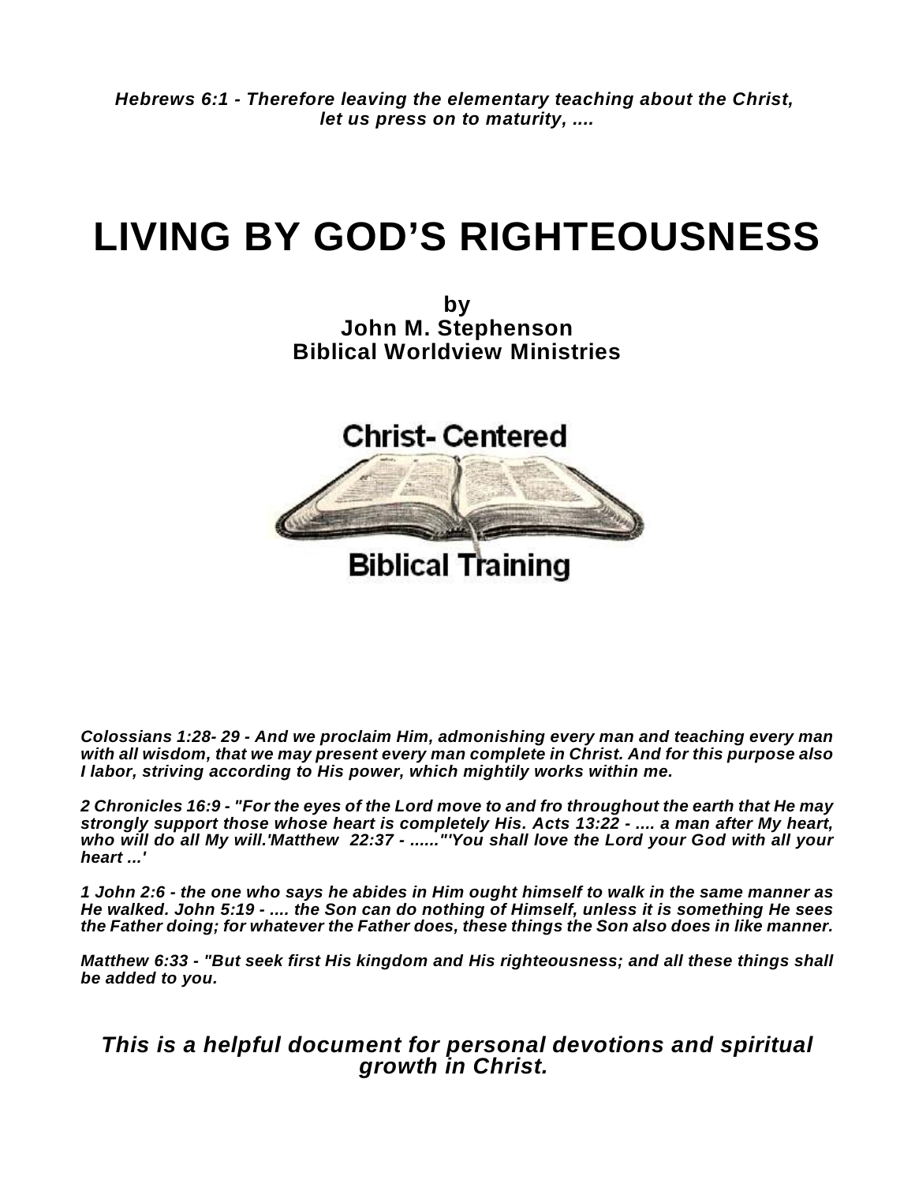***Hebrews 6:1 - Therefore leaving the elementary teaching about the Christ, let us press on to maturity, ....***

# LIVING BY GOD'S RIGHTEOUSNESS

**by**
**John M. Stephenson**
**Biblical Worldview Ministries**

Christ- Centered

Biblical Training

***Colossians 1:28- 29 - And we proclaim Him, admonishing every man and teaching every man with all wisdom, that we may present every man complete in Christ. And for this purpose also I labor, striving according to His power, which mightily works within me.***

***2 Chronicles 16:9 - "For the eyes of the Lord move to and fro throughout the earth that He may strongly support those whose heart is completely His. Acts 13:22 - .... a man after My heart, who will do all My will.'Matthew 22:37 - ......"'You shall love the Lord your God with all your heart ...'***

***1 John 2:6 - the one who says he abides in Him ought himself to walk in the same manner as He walked. John 5:19 - .... the Son can do nothing of Himself, unless it is something He sees the Father doing; for whatever the Father does, these things the Son also does in like manner.***

***Matthew 6:33 - "But seek first His kingdom and His righteousness; and all these things shall be added to you.***

***This is a helpful document for personal devotions and spiritual growth in Christ.***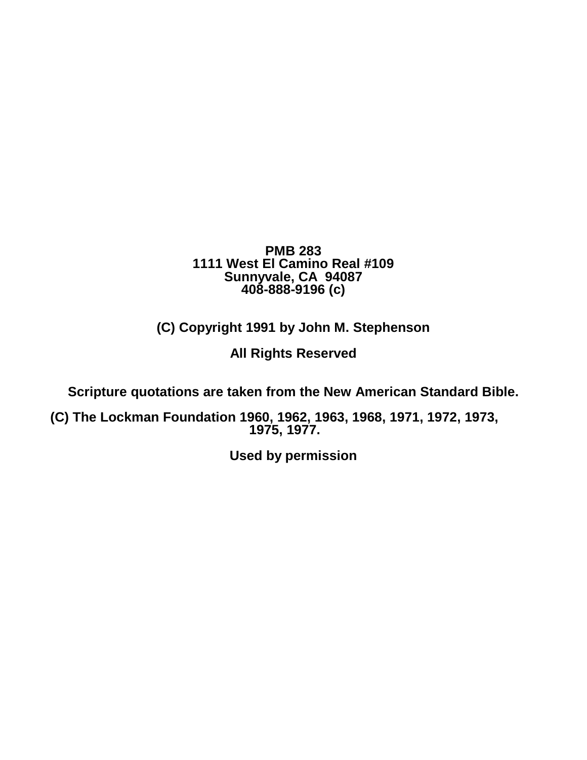**PMB 283**
**1111 West El Camino Real #109**
**Sunnyvale, CA 94087**
**408-888-9196 (c)**

**(C) Copyright 1991 by John M. Stephenson**

**All Rights Reserved**

**Scripture quotations are taken from the New American Standard Bible.**

**(C) The Lockman Foundation 1960, 1962, 1963, 1968, 1971, 1972, 1973, 1975, 1977.**

**Used by permission**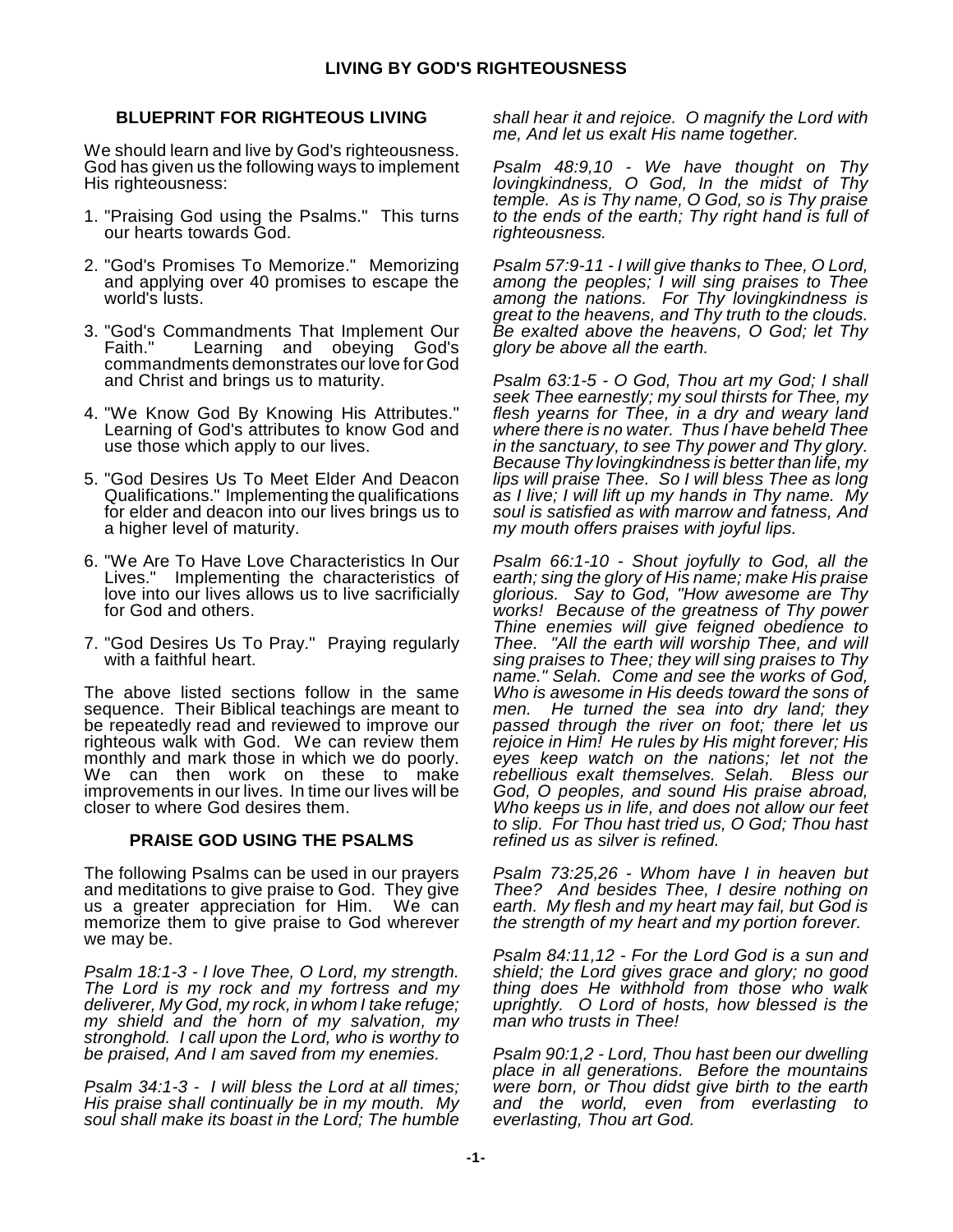# LIVING BY GOD'S RIGHTEOUSNESS

## BLUEPRINT FOR RIGHTEOUS LIVING

We should learn and live by God's righteousness. God has given us the following ways to implement His righteousness:

1. "Praising God using the Psalms." This turns our hearts towards God.

2. "God's Promises To Memorize." Memorizing and applying over 40 promises to escape the world's lusts.

3. "God's Commandments That Implement Our Faith." Learning and obeying God's commandments demonstrates our love for God and Christ and brings us to maturity.

4. "We Know God By Knowing His Attributes." Learning of God's attributes to know God and use those which apply to our lives.

5. "God Desires Us To Meet Elder And Deacon Qualifications." Implementing the qualifications for elder and deacon into our lives brings us to a higher level of maturity.

6. "We Are To Have Love Characteristics In Our Lives." Implementing the characteristics of love into our lives allows us to live sacrificially for God and others.

7. "God Desires Us To Pray." Praying regularly with a faithful heart.

The above listed sections follow in the same sequence. Their Biblical teachings are meant to be repeatedly read and reviewed to improve our righteous walk with God. We can review them monthly and mark those in which we do poorly. We can then work on these to make improvements in our lives. In time our lives will be closer to where God desires them.

## PRAISE GOD USING THE PSALMS

The following Psalms can be used in our prayers and meditations to give praise to God. They give us a greater appreciation for Him. We can memorize them to give praise to God wherever we may be.

*Psalm 18:1-3 - I love Thee, O Lord, my strength. The Lord is my rock and my fortress and my deliverer, My God, my rock, in whom I take refuge; my shield and the horn of my salvation, my stronghold. I call upon the Lord, who is worthy to be praised, And I am saved from my enemies.*

*Psalm 34:1-3 - I will bless the Lord at all times; His praise shall continually be in my mouth. My soul shall make its boast in the Lord; The humble shall hear it and rejoice. O magnify the Lord with me, And let us exalt His name together.*

*Psalm 48:9,10 - We have thought on Thy lovingkindness, O God, In the midst of Thy temple. As is Thy name, O God, so is Thy praise to the ends of the earth; Thy right hand is full of righteousness.*

*Psalm 57:9-11 - I will give thanks to Thee, O Lord, among the peoples; I will sing praises to Thee among the nations. For Thy lovingkindness is great to the heavens, and Thy truth to the clouds. Be exalted above the heavens, O God; let Thy glory be above all the earth.*

*Psalm 63:1-5 - O God, Thou art my God; I shall seek Thee earnestly; my soul thirsts for Thee, my flesh yearns for Thee, in a dry and weary land where there is no water. Thus I have beheld Thee in the sanctuary, to see Thy power and Thy glory. Because Thy lovingkindness is better than life, my lips will praise Thee. So I will bless Thee as long as I live; I will lift up my hands in Thy name. My soul is satisfied as with marrow and fatness, And my mouth offers praises with joyful lips.*

*Psalm 66:1-10 - Shout joyfully to God, all the earth; sing the glory of His name; make His praise glorious. Say to God, "How awesome are Thy works! Because of the greatness of Thy power Thine enemies will give feigned obedience to Thee. "All the earth will worship Thee, and will sing praises to Thee; they will sing praises to Thy name." Selah. Come and see the works of God, Who is awesome in His deeds toward the sons of men. He turned the sea into dry land; they passed through the river on foot; there let us rejoice in Him! He rules by His might forever; His eyes keep watch on the nations; let not the rebellious exalt themselves. Selah. Bless our God, O peoples, and sound His praise abroad, Who keeps us in life, and does not allow our feet to slip. For Thou hast tried us, O God; Thou hast refined us as silver is refined.*

*Psalm 73:25,26 - Whom have I in heaven but Thee? And besides Thee, I desire nothing on earth. My flesh and my heart may fail, but God is the strength of my heart and my portion forever.*

*Psalm 84:11,12 - For the Lord God is a sun and shield; the Lord gives grace and glory; no good thing does He withhold from those who walk uprightly. O Lord of hosts, how blessed is the man who trusts in Thee!*

*Psalm 90:1,2 - Lord, Thou hast been our dwelling place in all generations. Before the mountains were born, or Thou didst give birth to the earth and the world, even from everlasting to everlasting, Thou art God.*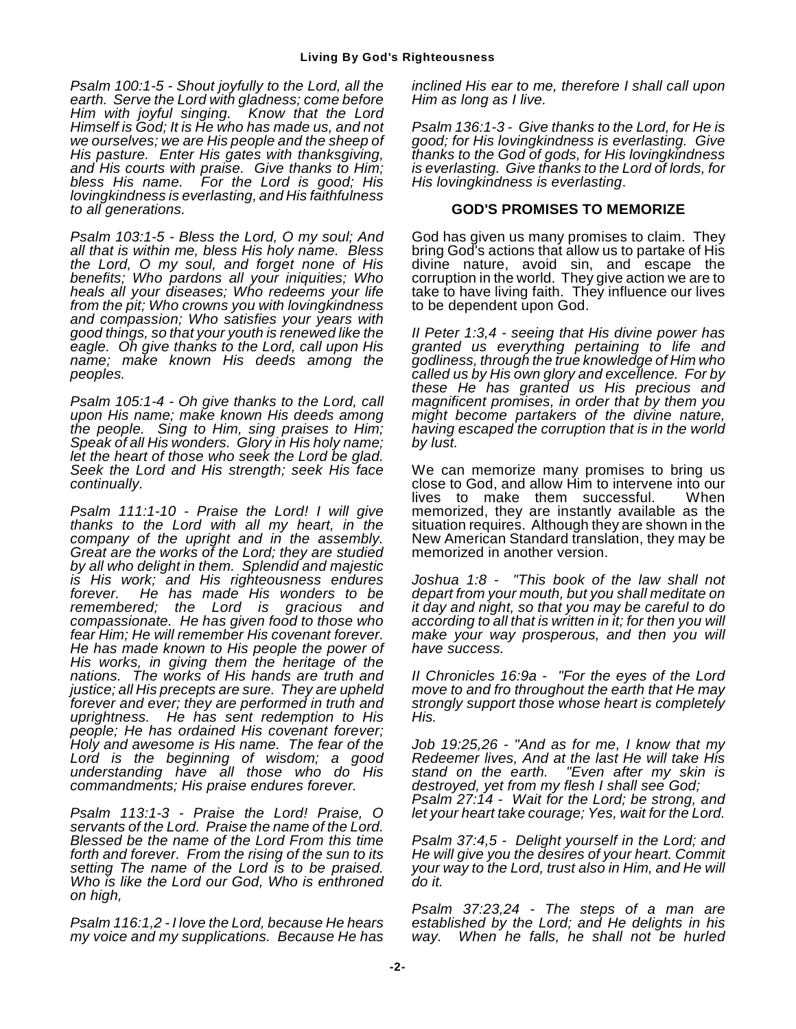*Psalm 100:1-5 - Shout joyfully to the Lord, all the earth. Serve the Lord with gladness; come before Him with joyful singing. Know that the Lord Himself is God; It is He who has made us, and not we ourselves; we are His people and the sheep of His pasture. Enter His gates with thanksgiving, and His courts with praise. Give thanks to Him; bless His name. For the Lord is good; His lovingkindness is everlasting, and His faithfulness to all generations.*

*Psalm 103:1-5 - Bless the Lord, O my soul; And all that is within me, bless His holy name. Bless the Lord, O my soul, and forget none of His benefits; Who pardons all your iniquities; Who heals all your diseases; Who redeems your life from the pit; Who crowns you with lovingkindness and compassion; Who satisfies your years with good things, so that your youth is renewed like the eagle. Oh give thanks to the Lord, call upon His name; make known His deeds among the peoples.*

*Psalm 105:1-4 - Oh give thanks to the Lord, call upon His name; make known His deeds among the people. Sing to Him, sing praises to Him; Speak of all His wonders. Glory in His holy name; let the heart of those who seek the Lord be glad. Seek the Lord and His strength; seek His face continually.*

*Psalm 111:1-10 - Praise the Lord! I will give thanks to the Lord with all my heart, in the company of the upright and in the assembly. Great are the works of the Lord; they are studied by all who delight in them. Splendid and majestic is His work; and His righteousness endures forever. He has made His wonders to be remembered; the Lord is gracious and compassionate. He has given food to those who fear Him; He will remember His covenant forever. He has made known to His people the power of His works, in giving them the heritage of the nations. The works of His hands are truth and justice; all His precepts are sure. They are upheld forever and ever; they are performed in truth and uprightness. He has sent redemption to His people; He has ordained His covenant forever; Holy and awesome is His name. The fear of the Lord is the beginning of wisdom; a good understanding have all those who do His commandments; His praise endures forever.*

*Psalm 113:1-3 - Praise the Lord! Praise, O servants of the Lord. Praise the name of the Lord. Blessed be the name of the Lord From this time forth and forever. From the rising of the sun to its setting The name of the Lord is to be praised. Who is like the Lord our God, Who is enthroned on high,*

*Psalm 116:1,2 - I love the Lord, because He hears my voice and my supplications. Because He has inclined His ear to me, therefore I shall call upon Him as long as I live.*

*Psalm 136:1-3 - Give thanks to the Lord, for He is good; for His lovingkindness is everlasting. Give thanks to the God of gods, for His lovingkindness is everlasting. Give thanks to the Lord of lords, for His lovingkindness is everlasting*.

## GOD'S PROMISES TO MEMORIZE

God has given us many promises to claim. They bring God's actions that allow us to partake of His divine nature, avoid sin, and escape the corruption in the world. They give action we are to take to have living faith. They influence our lives to be dependent upon God.

*II Peter 1:3,4 - seeing that His divine power has granted us everything pertaining to life and godliness, through the true knowledge of Him who called us by His own glory and excellence. For by these He has granted us His precious and magnificent promises, in order that by them you might become partakers of the divine nature, having escaped the corruption that is in the world by lust.*

We can memorize many promises to bring us close to God, and allow Him to intervene into our lives to make them successful. When memorized, they are instantly available as the situation requires. Although they are shown in the New American Standard translation, they may be memorized in another version.

*Joshua 1:8 - "This book of the law shall not depart from your mouth, but you shall meditate on it day and night, so that you may be careful to do according to all that is written in it; for then you will make your way prosperous, and then you will have success.*

*II Chronicles 16:9a - "For the eyes of the Lord move to and fro throughout the earth that He may strongly support those whose heart is completely His.*

*Job 19:25,26 - "And as for me, I know that my Redeemer lives, And at the last He will take His stand on the earth. "Even after my skin is destroyed, yet from my flesh I shall see God;*
*Psalm 27:14 - Wait for the Lord; be strong, and let your heart take courage; Yes, wait for the Lord.*

*Psalm 37:4,5 - Delight yourself in the Lord; and He will give you the desires of your heart. Commit your way to the Lord, trust also in Him, and He will do it.*

*Psalm 37:23,24 - The steps of a man are established by the Lord; and He delights in his way. When he falls, he shall not be hurled*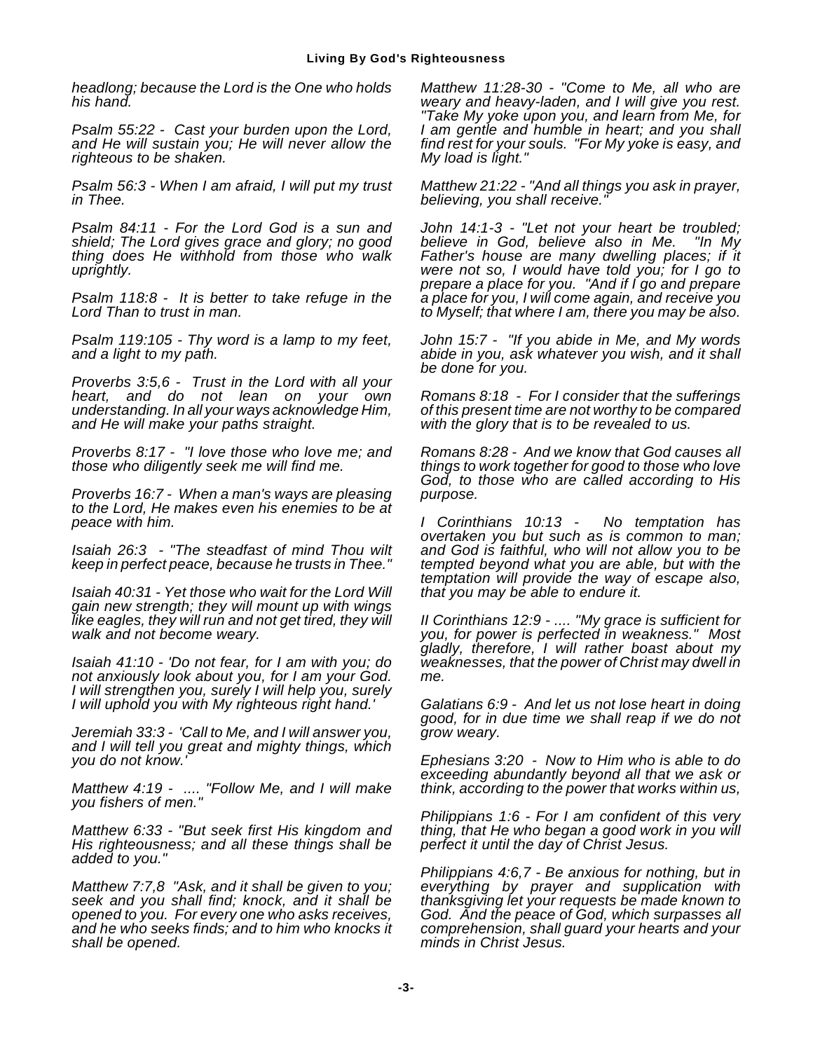*headlong; because the Lord is the One who holds his hand.*

*Psalm 55:22 - Cast your burden upon the Lord, and He will sustain you; He will never allow the righteous to be shaken.*

*Psalm 56:3 - When I am afraid, I will put my trust in Thee.*

*Psalm 84:11 - For the Lord God is a sun and shield; The Lord gives grace and glory; no good thing does He withhold from those who walk uprightly.*

*Psalm 118:8 - It is better to take refuge in the Lord Than to trust in man.*

*Psalm 119:105 - Thy word is a lamp to my feet, and a light to my path.*

*Proverbs 3:5,6 - Trust in the Lord with all your heart, and do not lean on your own understanding. In all your ways acknowledge Him, and He will make your paths straight.*

*Proverbs 8:17 - "I love those who love me; and those who diligently seek me will find me.*

*Proverbs 16:7 - When a man's ways are pleasing to the Lord, He makes even his enemies to be at peace with him.*

*Isaiah 26:3 - "The steadfast of mind Thou wilt keep in perfect peace, because he trusts in Thee."*

*Isaiah 40:31 - Yet those who wait for the Lord Will gain new strength; they will mount up with wings like eagles, they will run and not get tired, they will walk and not become weary.*

*Isaiah 41:10 - 'Do not fear, for I am with you; do not anxiously look about you, for I am your God. I will strengthen you, surely I will help you, surely I will uphold you with My righteous right hand.'*

*Jeremiah 33:3 - 'Call to Me, and I will answer you, and I will tell you great and mighty things, which you do not know.'*

*Matthew 4:19 - .... "Follow Me, and I will make you fishers of men."*

*Matthew 6:33 - "But seek first His kingdom and His righteousness; and all these things shall be added to you."*

*Matthew 7:7,8 "Ask, and it shall be given to you; seek and you shall find; knock, and it shall be opened to you. For every one who asks receives, and he who seeks finds; and to him who knocks it shall be opened.*

*Matthew 11:28-30 - "Come to Me, all who are weary and heavy-laden, and I will give you rest. "Take My yoke upon you, and learn from Me, for I am gentle and humble in heart; and you shall find rest for your souls. "For My yoke is easy, and My load is light."*

*Matthew 21:22 - "And all things you ask in prayer, believing, you shall receive."*

*John 14:1-3 - "Let not your heart be troubled; believe in God, believe also in Me. "In My Father's house are many dwelling places; if it were not so, I would have told you; for I go to prepare a place for you. "And if I go and prepare a place for you, I will come again, and receive you to Myself; that where I am, there you may be also.*

*John 15:7 - "If you abide in Me, and My words abide in you, ask whatever you wish, and it shall be done for you.*

*Romans 8:18 - For I consider that the sufferings of this present time are not worthy to be compared with the glory that is to be revealed to us.*

*Romans 8:28 - And we know that God causes all things to work together for good to those who love God, to those who are called according to His purpose.*

*I Corinthians 10:13 - No temptation has overtaken you but such as is common to man; and God is faithful, who will not allow you to be tempted beyond what you are able, but with the temptation will provide the way of escape also, that you may be able to endure it.*

*II Corinthians 12:9 - .... "My grace is sufficient for you, for power is perfected in weakness." Most gladly, therefore, I will rather boast about my weaknesses, that the power of Christ may dwell in me.*

*Galatians 6:9 - And let us not lose heart in doing good, for in due time we shall reap if we do not grow weary.*

*Ephesians 3:20 - Now to Him who is able to do exceeding abundantly beyond all that we ask or think, according to the power that works within us,*

*Philippians 1:6 - For I am confident of this very thing, that He who began a good work in you will perfect it until the day of Christ Jesus.*

*Philippians 4:6,7 - Be anxious for nothing, but in everything by prayer and supplication with thanksgiving let your requests be made known to God. And the peace of God, which surpasses all comprehension, shall guard your hearts and your minds in Christ Jesus.*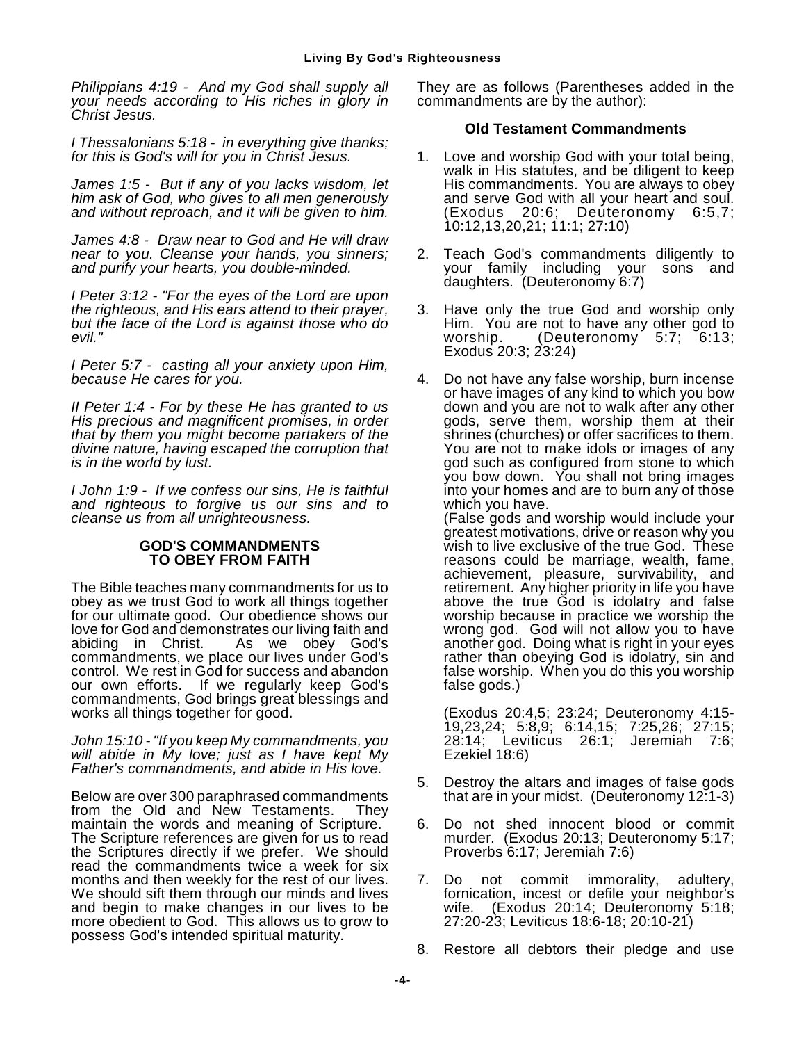*Philippians 4:19 - And my God shall supply all your needs according to His riches in glory in Christ Jesus.*

*I Thessalonians 5:18 - in everything give thanks; for this is God's will for you in Christ Jesus.*

*James 1:5 - But if any of you lacks wisdom, let him ask of God, who gives to all men generously and without reproach, and it will be given to him.*

*James 4:8 - Draw near to God and He will draw near to you. Cleanse your hands, you sinners; and purify your hearts, you double-minded.*

*I Peter 3:12 - "For the eyes of the Lord are upon the righteous, and His ears attend to their prayer, but the face of the Lord is against those who do evil."*

*I Peter 5:7 - casting all your anxiety upon Him, because He cares for you.*

*II Peter 1:4 - For by these He has granted to us His precious and magnificent promises, in order that by them you might become partakers of the divine nature, having escaped the corruption that is in the world by lust.*

*I John 1:9 - If we confess our sins, He is faithful and righteous to forgive us our sins and to cleanse us from all unrighteousness.*

## GOD'S COMMANDMENTS TO OBEY FROM FAITH

The Bible teaches many commandments for us to obey as we trust God to work all things together for our ultimate good. Our obedience shows our love for God and demonstrates our living faith and abiding in Christ. As we obey God's commandments, we place our lives under God's control. We rest in God for success and abandon our own efforts. If we regularly keep God's commandments, God brings great blessings and works all things together for good.

*John 15:10 - "If you keep My commandments, you will abide in My love; just as I have kept My Father's commandments, and abide in His love.*

Below are over 300 paraphrased commandments from the Old and New Testaments. They maintain the words and meaning of Scripture. The Scripture references are given for us to read the Scriptures directly if we prefer. We should read the commandments twice a week for six months and then weekly for the rest of our lives. We should sift them through our minds and lives and begin to make changes in our lives to be more obedient to God. This allows us to grow to possess God's intended spiritual maturity.

They are as follows (Parentheses added in the commandments are by the author):

### Old Testament Commandments

1. Love and worship God with your total being, walk in His statutes, and be diligent to keep His commandments. You are always to obey and serve God with all your heart and soul. (Exodus 20:6; Deuteronomy 6:5,7; 10:12,13,20,21; 11:1; 27:10)

2. Teach God's commandments diligently to your family including your sons and daughters. (Deuteronomy 6:7)

3. Have only the true God and worship only Him. You are not to have any other god to worship. (Deuteronomy 5:7; 6:13; Exodus 20:3; 23:24)

4. Do not have any false worship, burn incense or have images of any kind to which you bow down and you are not to walk after any other gods, serve them, worship them at their shrines (churches) or offer sacrifices to them. You are not to make idols or images of any god such as configured from stone to which you bow down. You shall not bring images into your homes and are to burn any of those which you have.
   (False gods and worship would include your greatest motivations, drive or reason why you wish to live exclusive of the true God. These reasons could be marriage, wealth, fame, achievement, pleasure, survivability, and retirement. Any higher priority in life you have above the true God is idolatry and false worship because in practice we worship the wrong god. God will not allow you to have another god. Doing what is right in your eyes rather than obeying God is idolatry, sin and false worship. When you do this you worship false gods.)

   (Exodus 20:4,5; 23:24; Deuteronomy 4:15-19,23,24; 5:8,9; 6:14,15; 7:25,26; 27:15; 28:14; Leviticus 26:1; Jeremiah 7:6; Ezekiel 18:6)

5. Destroy the altars and images of false gods that are in your midst. (Deuteronomy 12:1-3)

6. Do not shed innocent blood or commit murder. (Exodus 20:13; Deuteronomy 5:17; Proverbs 6:17; Jeremiah 7:6)

7. Do not commit immorality, adultery, fornication, incest or defile your neighbor's wife. (Exodus 20:14; Deuteronomy 5:18; 27:20-23; Leviticus 18:6-18; 20:10-21)

8. Restore all debtors their pledge and use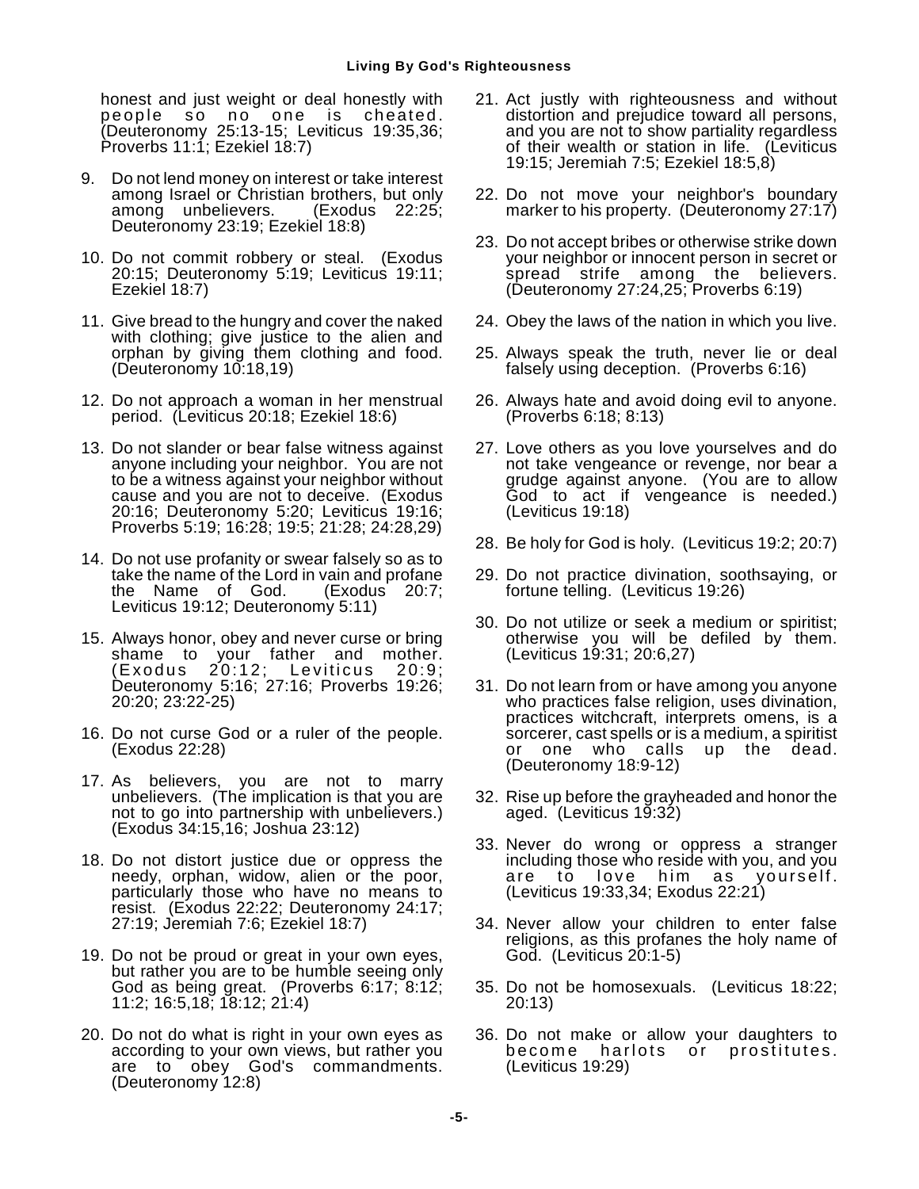honest and just weight or deal honestly with people so no one is cheated. (Deuteronomy 25:13-15; Leviticus 19:35,36; Proverbs 11:1; Ezekiel 18:7)

9. Do not lend money on interest or take interest among Israel or Christian brothers, but only among unbelievers. (Exodus 22:25; Deuteronomy 23:19; Ezekiel 18:8)

10. Do not commit robbery or steal. (Exodus 20:15; Deuteronomy 5:19; Leviticus 19:11; Ezekiel 18:7)

11. Give bread to the hungry and cover the naked with clothing; give justice to the alien and orphan by giving them clothing and food. (Deuteronomy 10:18,19)

12. Do not approach a woman in her menstrual period. (Leviticus 20:18; Ezekiel 18:6)

13. Do not slander or bear false witness against anyone including your neighbor. You are not to be a witness against your neighbor without cause and you are not to deceive. (Exodus 20:16; Deuteronomy 5:20; Leviticus 19:16; Proverbs 5:19; 16:28; 19:5; 21:28; 24:28,29)

14. Do not use profanity or swear falsely so as to take the name of the Lord in vain and profane the Name of God. (Exodus 20:7; Leviticus 19:12; Deuteronomy 5:11)

15. Always honor, obey and never curse or bring shame to your father and mother. (Exodus 20:12; Leviticus 20:9; Deuteronomy 5:16; 27:16; Proverbs 19:26; 20:20; 23:22-25)

16. Do not curse God or a ruler of the people. (Exodus 22:28)

17. As believers, you are not to marry unbelievers. (The implication is that you are not to go into partnership with unbelievers.) (Exodus 34:15,16; Joshua 23:12)

18. Do not distort justice due or oppress the needy, orphan, widow, alien or the poor, particularly those who have no means to resist. (Exodus 22:22; Deuteronomy 24:17; 27:19; Jeremiah 7:6; Ezekiel 18:7)

19. Do not be proud or great in your own eyes, but rather you are to be humble seeing only God as being great. (Proverbs 6:17; 8:12; 11:2; 16:5,18; 18:12; 21:4)

20. Do not do what is right in your own eyes as according to your own views, but rather you are to obey God's commandments. (Deuteronomy 12:8)

21. Act justly with righteousness and without distortion and prejudice toward all persons, and you are not to show partiality regardless of their wealth or station in life. (Leviticus 19:15; Jeremiah 7:5; Ezekiel 18:5,8)

22. Do not move your neighbor's boundary marker to his property. (Deuteronomy 27:17)

23. Do not accept bribes or otherwise strike down your neighbor or innocent person in secret or spread strife among the believers. (Deuteronomy 27:24,25; Proverbs 6:19)

24. Obey the laws of the nation in which you live.

25. Always speak the truth, never lie or deal falsely using deception. (Proverbs 6:16)

26. Always hate and avoid doing evil to anyone. (Proverbs 6:18; 8:13)

27. Love others as you love yourselves and do not take vengeance or revenge, nor bear a grudge against anyone. (You are to allow God to act if vengeance is needed.) (Leviticus 19:18)

28. Be holy for God is holy. (Leviticus 19:2; 20:7)

29. Do not practice divination, soothsaying, or fortune telling. (Leviticus 19:26)

30. Do not utilize or seek a medium or spiritist; otherwise you will be defiled by them. (Leviticus 19:31; 20:6,27)

31. Do not learn from or have among you anyone who practices false religion, uses divination, practices witchcraft, interprets omens, is a sorcerer, cast spells or is a medium, a spiritist or one who calls up the dead. (Deuteronomy 18:9-12)

32. Rise up before the grayheaded and honor the aged. (Leviticus 19:32)

33. Never do wrong or oppress a stranger including those who reside with you, and you are to love him as yourself. (Leviticus 19:33,34; Exodus 22:21)

34. Never allow your children to enter false religions, as this profanes the holy name of God. (Leviticus 20:1-5)

35. Do not be homosexuals. (Leviticus 18:22; 20:13)

36. Do not make or allow your daughters to become harlots or prostitutes. (Leviticus 19:29)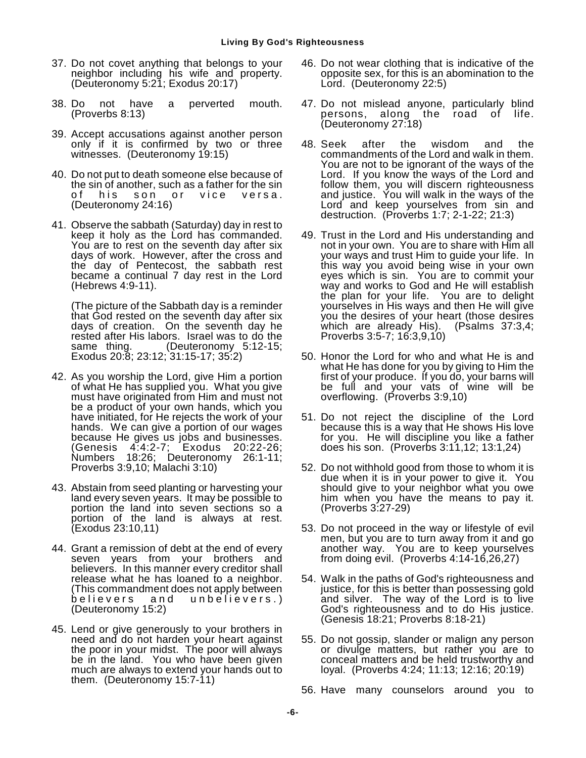37. Do not covet anything that belongs to your neighbor including his wife and property. (Deuteronomy 5:21; Exodus 20:17)

38. Do not have a perverted mouth. (Proverbs 8:13)

39. Accept accusations against another person only if it is confirmed by two or three witnesses. (Deuteronomy 19:15)

40. Do not put to death someone else because of the sin of another, such as a father for the sin of his son or vice versa. (Deuteronomy 24:16)

41. Observe the sabbath (Saturday) day in rest to keep it holy as the Lord has commanded. You are to rest on the seventh day after six days of work. However, after the cross and the day of Pentecost, the sabbath rest became a continual 7 day rest in the Lord (Hebrews 4:9-11).

    (The picture of the Sabbath day is a reminder that God rested on the seventh day after six days of creation. On the seventh day he rested after His labors. Israel was to do the same thing. (Deuteronomy 5:12-15; Exodus 20:8; 23:12; 31:15-17; 35:2)

42. As you worship the Lord, give Him a portion of what He has supplied you. What you give must have originated from Him and must not be a product of your own hands, which you have initiated, for He rejects the work of your hands. We can give a portion of our wages because He gives us jobs and businesses. (Genesis 4:4:2-7; Exodus 20:22-26; Numbers 18:26; Deuteronomy 26:1-11; Proverbs 3:9,10; Malachi 3:10)

43. Abstain from seed planting or harvesting your land every seven years. It may be possible to portion the land into seven sections so a portion of the land is always at rest. (Exodus 23:10,11)

44. Grant a remission of debt at the end of every seven years from your brothers and believers. In this manner every creditor shall release what he has loaned to a neighbor. (This commandment does not apply between believers and unbelievers.) (Deuteronomy 15:2)

45. Lend or give generously to your brothers in need and do not harden your heart against the poor in your midst. The poor will always be in the land. You who have been given much are always to extend your hands out to them. (Deuteronomy 15:7-11)

46. Do not wear clothing that is indicative of the opposite sex, for this is an abomination to the Lord. (Deuteronomy 22:5)

47. Do not mislead anyone, particularly blind persons, along the road of life. (Deuteronomy 27:18)

48. Seek after the wisdom and the commandments of the Lord and walk in them. You are not to be ignorant of the ways of the Lord. If you know the ways of the Lord and follow them, you will discern righteousness and justice. You will walk in the ways of the Lord and keep yourselves from sin and destruction. (Proverbs 1:7; 2-1-22; 21:3)

49. Trust in the Lord and His understanding and not in your own. You are to share with Him all your ways and trust Him to guide your life. In this way you avoid being wise in your own eyes which is sin. You are to commit your way and works to God and He will establish the plan for your life. You are to delight yourselves in His ways and then He will give you the desires of your heart (those desires which are already His). (Psalms 37:3,4; Proverbs 3:5-7; 16:3,9,10)

50. Honor the Lord for who and what He is and what He has done for you by giving to Him the first of your produce. If you do, your barns will be full and your vats of wine will be overflowing. (Proverbs 3:9,10)

51. Do not reject the discipline of the Lord because this is a way that He shows His love for you. He will discipline you like a father does his son. (Proverbs 3:11,12; 13:1,24)

52. Do not withhold good from those to whom it is due when it is in your power to give it. You should give to your neighbor what you owe him when you have the means to pay it. (Proverbs 3:27-29)

53. Do not proceed in the way or lifestyle of evil men, but you are to turn away from it and go another way. You are to keep yourselves from doing evil. (Proverbs 4:14-16,26,27)

54. Walk in the paths of God's righteousness and justice, for this is better than possessing gold and silver. The way of the Lord is to live God's righteousness and to do His justice. (Genesis 18:21; Proverbs 8:18-21)

55. Do not gossip, slander or malign any person or divulge matters, but rather you are to conceal matters and be held trustworthy and loyal. (Proverbs 4:24; 11:13; 12:16; 20:19)

56. Have many counselors around you to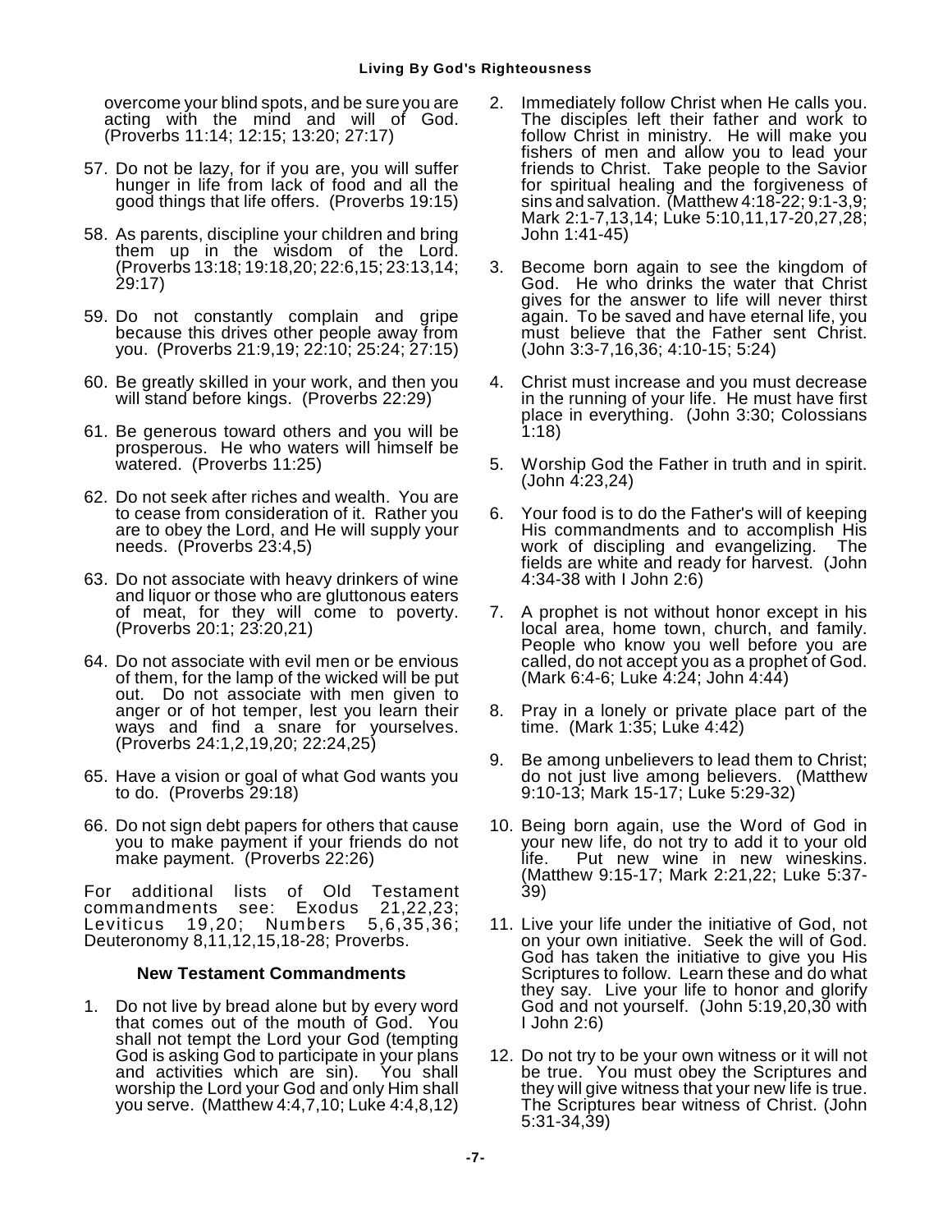overcome your blind spots, and be sure you are acting with the mind and will of God. (Proverbs 11:14; 12:15; 13:20; 27:17)

57. Do not be lazy, for if you are, you will suffer hunger in life from lack of food and all the good things that life offers. (Proverbs 19:15)

58. As parents, discipline your children and bring them up in the wisdom of the Lord. (Proverbs 13:18; 19:18,20; 22:6,15; 23:13,14; 29:17)

59. Do not constantly complain and gripe because this drives other people away from you. (Proverbs 21:9,19; 22:10; 25:24; 27:15)

60. Be greatly skilled in your work, and then you will stand before kings. (Proverbs 22:29)

61. Be generous toward others and you will be prosperous. He who waters will himself be watered. (Proverbs 11:25)

62. Do not seek after riches and wealth. You are to cease from consideration of it. Rather you are to obey the Lord, and He will supply your needs. (Proverbs 23:4,5)

63. Do not associate with heavy drinkers of wine and liquor or those who are gluttonous eaters of meat, for they will come to poverty. (Proverbs 20:1; 23:20,21)

64. Do not associate with evil men or be envious of them, for the lamp of the wicked will be put out. Do not associate with men given to anger or of hot temper, lest you learn their ways and find a snare for yourselves. (Proverbs 24:1,2,19,20; 22:24,25)

65. Have a vision or goal of what God wants you to do. (Proverbs 29:18)

66. Do not sign debt papers for others that cause you to make payment if your friends do not make payment. (Proverbs 22:26)

For additional lists of Old Testament commandments see: Exodus 21,22,23; Leviticus 19,20; Numbers 5,6,35,36; Deuteronomy 8,11,12,15,18-28; Proverbs.

### New Testament Commandments

1. Do not live by bread alone but by every word that comes out of the mouth of God. You shall not tempt the Lord your God (tempting God is asking God to participate in your plans and activities which are sin). You shall worship the Lord your God and only Him shall you serve. (Matthew 4:4,7,10; Luke 4:4,8,12)

2. Immediately follow Christ when He calls you. The disciples left their father and work to follow Christ in ministry. He will make you fishers of men and allow you to lead your friends to Christ. Take people to the Savior for spiritual healing and the forgiveness of sins and salvation. (Matthew 4:18-22; 9:1-3,9; Mark 2:1-7,13,14; Luke 5:10,11,17-20,27,28; John 1:41-45)

3. Become born again to see the kingdom of God. He who drinks the water that Christ gives for the answer to life will never thirst again. To be saved and have eternal life, you must believe that the Father sent Christ. (John 3:3-7,16,36; 4:10-15; 5:24)

4. Christ must increase and you must decrease in the running of your life. He must have first place in everything. (John 3:30; Colossians 1:18)

5. Worship God the Father in truth and in spirit. (John 4:23,24)

6. Your food is to do the Father's will of keeping His commandments and to accomplish His work of discipling and evangelizing. The fields are white and ready for harvest. (John 4:34-38 with I John 2:6)

7. A prophet is not without honor except in his local area, home town, church, and family. People who know you well before you are called, do not accept you as a prophet of God. (Mark 6:4-6; Luke 4:24; John 4:44)

8. Pray in a lonely or private place part of the time. (Mark 1:35; Luke 4:42)

9. Be among unbelievers to lead them to Christ; do not just live among believers. (Matthew 9:10-13; Mark 15-17; Luke 5:29-32)

10. Being born again, use the Word of God in your new life, do not try to add it to your old life. Put new wine in new wineskins. (Matthew 9:15-17; Mark 2:21,22; Luke 5:37-39)

11. Live your life under the initiative of God, not on your own initiative. Seek the will of God. God has taken the initiative to give you His Scriptures to follow. Learn these and do what they say. Live your life to honor and glorify God and not yourself. (John 5:19,20,30 with I John 2:6)

12. Do not try to be your own witness or it will not be true. You must obey the Scriptures and they will give witness that your new life is true. The Scriptures bear witness of Christ. (John 5:31-34,39)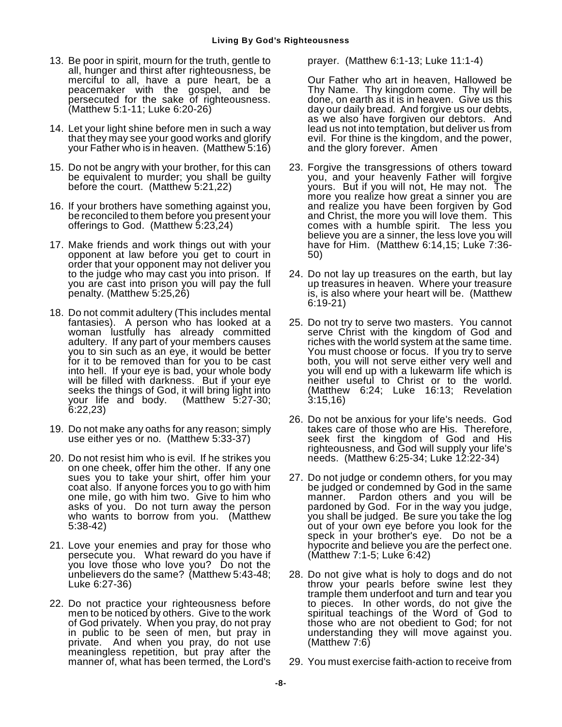13. Be poor in spirit, mourn for the truth, gentle to all, hunger and thirst after righteousness, be merciful to all, have a pure heart, be a peacemaker with the gospel, and be persecuted for the sake of righteousness. (Matthew 5:1-11; Luke 6:20-26)

14. Let your light shine before men in such a way that they may see your good works and glorify your Father who is in heaven. (Matthew 5:16)

15. Do not be angry with your brother, for this can be equivalent to murder; you shall be guilty before the court. (Matthew 5:21,22)

16. If your brothers have something against you, be reconciled to them before you present your offerings to God. (Matthew 5:23,24)

17. Make friends and work things out with your opponent at law before you get to court in order that your opponent may not deliver you to the judge who may cast you into prison. If you are cast into prison you will pay the full penalty. (Matthew 5:25,26)

18. Do not commit adultery (This includes mental fantasies). A person who has looked at a woman lustfully has already committed adultery. If any part of your members causes you to sin such as an eye, it would be better for it to be removed than for you to be cast into hell. If your eye is bad, your whole body will be filled with darkness. But if your eye seeks the things of God, it will bring light into your life and body. (Matthew 5:27-30; 6:22,23)

19. Do not make any oaths for any reason; simply use either yes or no. (Matthew 5:33-37)

20. Do not resist him who is evil. If he strikes you on one cheek, offer him the other. If any one sues you to take your shirt, offer him your coat also. If anyone forces you to go with him one mile, go with him two. Give to him who asks of you. Do not turn away the person who wants to borrow from you. (Matthew 5:38-42)

21. Love your enemies and pray for those who persecute you. What reward do you have if you love those who love you? Do not the unbelievers do the same? (Matthew 5:43-48; Luke 6:27-36)

22. Do not practice your righteousness before men to be noticed by others. Give to the work of God privately. When you pray, do not pray in public to be seen of men, but pray in private. And when you pray, do not use meaningless repetition, but pray after the manner of, what has been termed, the Lord's prayer. (Matthew 6:1-13; Luke 11:1-4)

    Our Father who art in heaven, Hallowed be Thy Name. Thy kingdom come. Thy will be done, on earth as it is in heaven. Give us this day our daily bread. And forgive us our debts, as we also have forgiven our debtors. And lead us not into temptation, but deliver us from evil. For thine is the kingdom, and the power, and the glory forever. Amen

23. Forgive the transgressions of others toward you, and your heavenly Father will forgive yours. But if you will not, He may not. The more you realize how great a sinner you are and realize you have been forgiven by God and Christ, the more you will love them. This comes with a humble spirit. The less you believe you are a sinner, the less love you will have for Him. (Matthew 6:14,15; Luke 7:36-50)

24. Do not lay up treasures on the earth, but lay up treasures in heaven. Where your treasure is, is also where your heart will be. (Matthew 6:19-21)

25. Do not try to serve two masters. You cannot serve Christ with the kingdom of God and riches with the world system at the same time. You must choose or focus. If you try to serve both, you will not serve either very well and you will end up with a lukewarm life which is neither useful to Christ or to the world. (Matthew 6:24; Luke 16:13; Revelation 3:15,16)

26. Do not be anxious for your life's needs. God takes care of those who are His. Therefore, seek first the kingdom of God and His righteousness, and God will supply your life's needs. (Matthew 6:25-34; Luke 12:22-34)

27. Do not judge or condemn others, for you may be judged or condemned by God in the same manner. Pardon others and you will be pardoned by God. For in the way you judge, you shall be judged. Be sure you take the log out of your own eye before you look for the speck in your brother's eye. Do not be a hypocrite and believe you are the perfect one. (Matthew 7:1-5; Luke 6:42)

28. Do not give what is holy to dogs and do not throw your pearls before swine lest they trample them underfoot and turn and tear you to pieces. In other words, do not give the spiritual teachings of the Word of God to those who are not obedient to God; for not understanding they will move against you. (Matthew 7:6)

29. You must exercise faith-action to receive from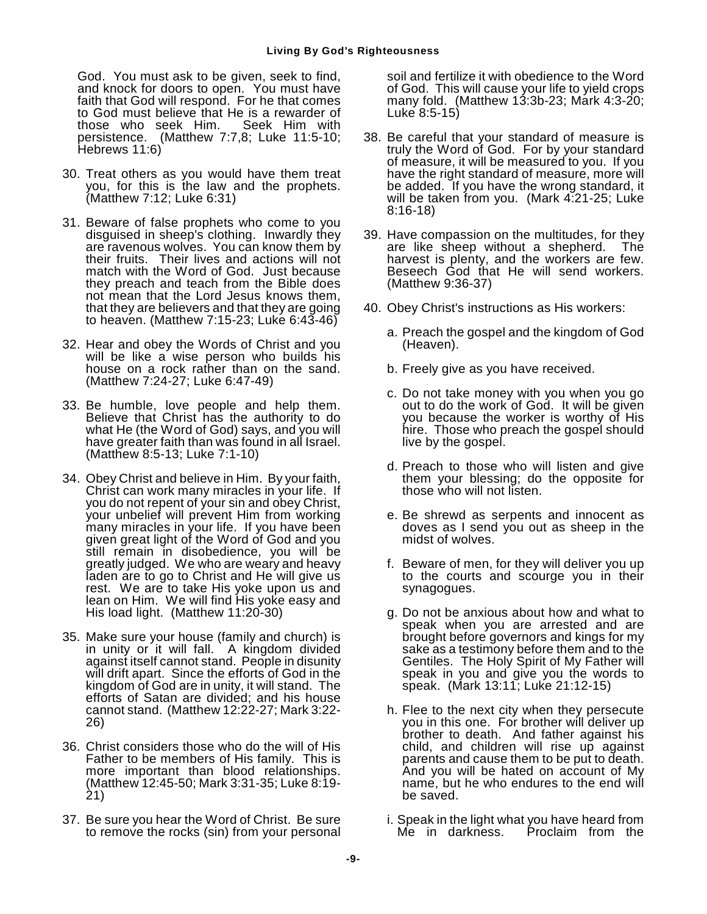God. You must ask to be given, seek to find, and knock for doors to open. You must have faith that God will respond. For he that comes to God must believe that He is a rewarder of those who seek Him. Seek Him with persistence. (Matthew 7:7,8; Luke 11:5-10; Hebrews 11:6)

30. Treat others as you would have them treat you, for this is the law and the prophets. (Matthew 7:12; Luke 6:31)

31. Beware of false prophets who come to you disguised in sheep's clothing. Inwardly they are ravenous wolves. You can know them by their fruits. Their lives and actions will not match with the Word of God. Just because they preach and teach from the Bible does not mean that the Lord Jesus knows them, that they are believers and that they are going to heaven. (Matthew 7:15-23; Luke 6:43-46)

32. Hear and obey the Words of Christ and you will be like a wise person who builds his house on a rock rather than on the sand. (Matthew 7:24-27; Luke 6:47-49)

33. Be humble, love people and help them. Believe that Christ has the authority to do what He (the Word of God) says, and you will have greater faith than was found in all Israel. (Matthew 8:5-13; Luke 7:1-10)

34. Obey Christ and believe in Him. By your faith, Christ can work many miracles in your life. If you do not repent of your sin and obey Christ, your unbelief will prevent Him from working many miracles in your life. If you have been given great light of the Word of God and you still remain in disobedience, you will be greatly judged. We who are weary and heavy laden are to go to Christ and He will give us rest. We are to take His yoke upon us and lean on Him. We will find His yoke easy and His load light. (Matthew 11:20-30)

35. Make sure your house (family and church) is in unity or it will fall. A kingdom divided against itself cannot stand. People in disunity will drift apart. Since the efforts of God in the kingdom of God are in unity, it will stand. The efforts of Satan are divided; and his house cannot stand. (Matthew 12:22-27; Mark 3:22-26)

36. Christ considers those who do the will of His Father to be members of His family. This is more important than blood relationships. (Matthew 12:45-50; Mark 3:31-35; Luke 8:19-21)

37. Be sure you hear the Word of Christ. Be sure to remove the rocks (sin) from your personal soil and fertilize it with obedience to the Word of God. This will cause your life to yield crops many fold. (Matthew 13:3b-23; Mark 4:3-20; Luke 8:5-15)

38. Be careful that your standard of measure is truly the Word of God. For by your standard of measure, it will be measured to you. If you have the right standard of measure, more will be added. If you have the wrong standard, it will be taken from you. (Mark 4:21-25; Luke 8:16-18)

39. Have compassion on the multitudes, for they are like sheep without a shepherd. The harvest is plenty, and the workers are few. Beseech God that He will send workers. (Matthew 9:36-37)

40. Obey Christ's instructions as His workers:

    a. Preach the gospel and the kingdom of God (Heaven).

    b. Freely give as you have received.

    c. Do not take money with you when you go out to do the work of God. It will be given you because the worker is worthy of His hire. Those who preach the gospel should live by the gospel.

    d. Preach to those who will listen and give them your blessing; do the opposite for those who will not listen.

    e. Be shrewd as serpents and innocent as doves as I send you out as sheep in the midst of wolves.

    f. Beware of men, for they will deliver you up to the courts and scourge you in their synagogues.

    g. Do not be anxious about how and what to speak when you are arrested and are brought before governors and kings for my sake as a testimony before them and to the Gentiles. The Holy Spirit of My Father will speak in you and give you the words to speak. (Mark 13:11; Luke 21:12-15)

    h. Flee to the next city when they persecute you in this one. For brother will deliver up brother to death. And father against his child, and children will rise up against parents and cause them to be put to death. And you will be hated on account of My name, but he who endures to the end will be saved.

    i. Speak in the light what you have heard from Me in darkness. Proclaim from the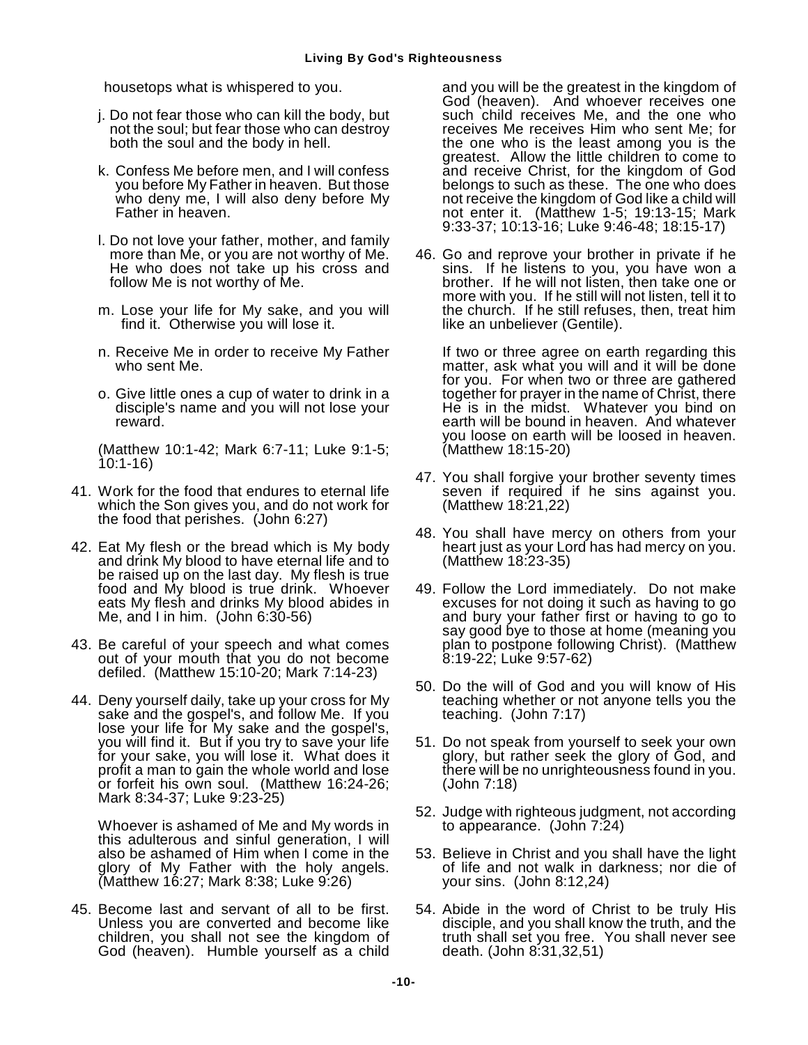housetops what is whispered to you.

j. Do not fear those who can kill the body, but not the soul; but fear those who can destroy both the soul and the body in hell.

k. Confess Me before men, and I will confess you before My Father in heaven. But those who deny me, I will also deny before My Father in heaven.

l. Do not love your father, mother, and family more than Me, or you are not worthy of Me. He who does not take up his cross and follow Me is not worthy of Me.

m. Lose your life for My sake, and you will find it. Otherwise you will lose it.

n. Receive Me in order to receive My Father who sent Me.

o. Give little ones a cup of water to drink in a disciple's name and you will not lose your reward.

(Matthew 10:1-42; Mark 6:7-11; Luke 9:1-5; 10:1-16)

41. Work for the food that endures to eternal life which the Son gives you, and do not work for the food that perishes. (John 6:27)

42. Eat My flesh or the bread which is My body and drink My blood to have eternal life and to be raised up on the last day. My flesh is true food and My blood is true drink. Whoever eats My flesh and drinks My blood abides in Me, and I in him. (John 6:30-56)

43. Be careful of your speech and what comes out of your mouth that you do not become defiled. (Matthew 15:10-20; Mark 7:14-23)

44. Deny yourself daily, take up your cross for My sake and the gospel's, and follow Me. If you lose your life for My sake and the gospel's, you will find it. But if you try to save your life for your sake, you will lose it. What does it profit a man to gain the whole world and lose or forfeit his own soul. (Matthew 16:24-26; Mark 8:34-37; Luke 9:23-25)

    Whoever is ashamed of Me and My words in this adulterous and sinful generation, I will also be ashamed of Him when I come in the glory of My Father with the holy angels. (Matthew 16:27; Mark 8:38; Luke 9:26)

45. Become last and servant of all to be first. Unless you are converted and become like children, you shall not see the kingdom of God (heaven). Humble yourself as a child and you will be the greatest in the kingdom of God (heaven). And whoever receives one such child receives Me, and the one who receives Me receives Him who sent Me; for the one who is the least among you is the greatest. Allow the little children to come to and receive Christ, for the kingdom of God belongs to such as these. The one who does not receive the kingdom of God like a child will not enter it. (Matthew 1-5; 19:13-15; Mark 9:33-37; 10:13-16; Luke 9:46-48; 18:15-17)

46. Go and reprove your brother in private if he sins. If he listens to you, you have won a brother. If he will not listen, then take one or more with you. If he still will not listen, tell it to the church. If he still refuses, then, treat him like an unbeliever (Gentile).

    If two or three agree on earth regarding this matter, ask what you will and it will be done for you. For when two or three are gathered together for prayer in the name of Christ, there He is in the midst. Whatever you bind on earth will be bound in heaven. And whatever you loose on earth will be loosed in heaven. (Matthew 18:15-20)

47. You shall forgive your brother seventy times seven if required if he sins against you. (Matthew 18:21,22)

48. You shall have mercy on others from your heart just as your Lord has had mercy on you. (Matthew 18:23-35)

49. Follow the Lord immediately. Do not make excuses for not doing it such as having to go and bury your father first or having to go to say good bye to those at home (meaning you plan to postpone following Christ). (Matthew 8:19-22; Luke 9:57-62)

50. Do the will of God and you will know of His teaching whether or not anyone tells you the teaching. (John 7:17)

51. Do not speak from yourself to seek your own glory, but rather seek the glory of God, and there will be no unrighteousness found in you. (John 7:18)

52. Judge with righteous judgment, not according to appearance. (John 7:24)

53. Believe in Christ and you shall have the light of life and not walk in darkness; nor die of your sins. (John 8:12,24)

54. Abide in the word of Christ to be truly His disciple, and you shall know the truth, and the truth shall set you free. You shall never see death. (John 8:31,32,51)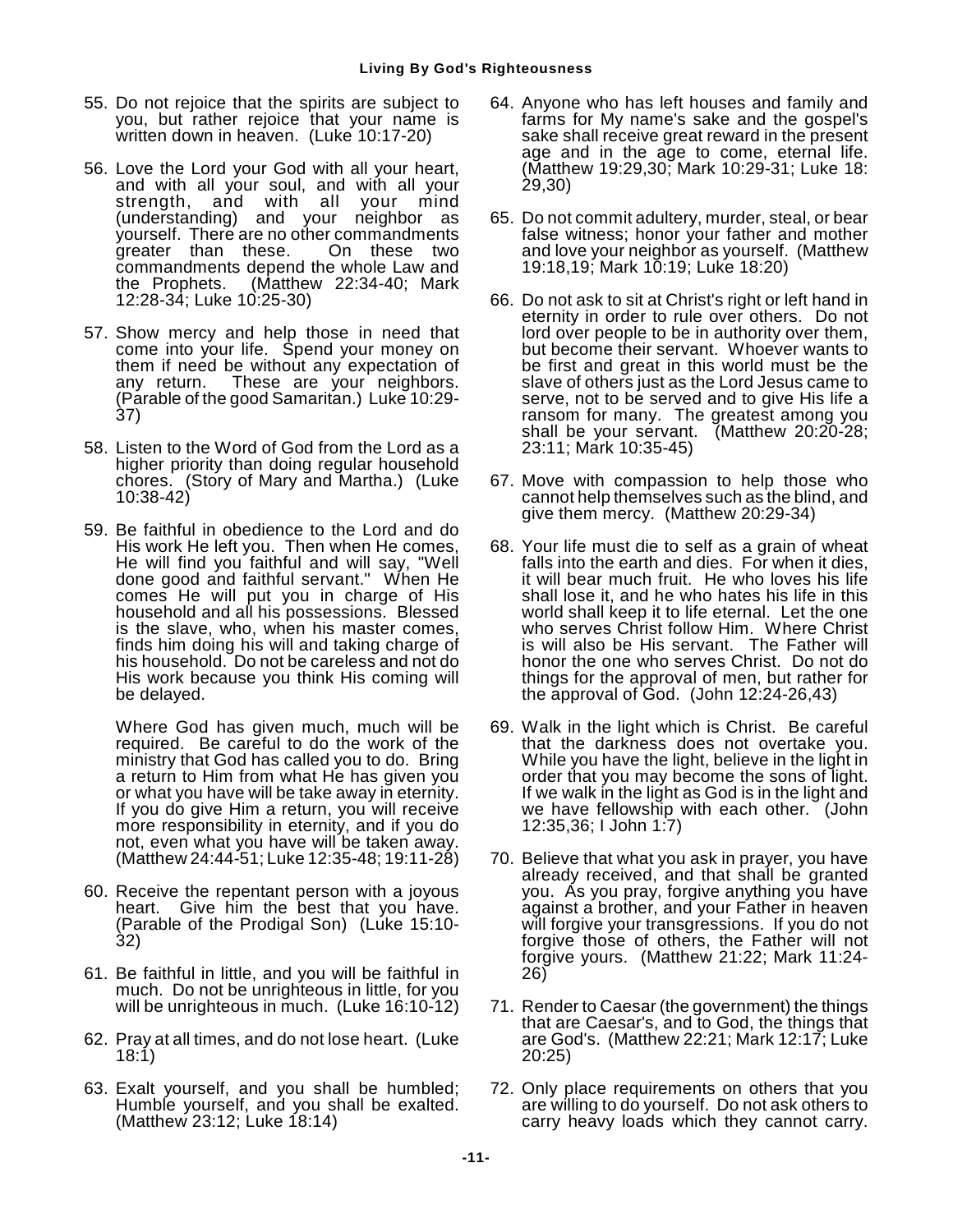55. Do not rejoice that the spirits are subject to you, but rather rejoice that your name is written down in heaven. (Luke 10:17-20)

56. Love the Lord your God with all your heart, and with all your soul, and with all your strength, and with all your mind (understanding) and your neighbor as yourself. There are no other commandments greater than these. On these two commandments depend the whole Law and the Prophets. (Matthew 22:34-40; Mark 12:28-34; Luke 10:25-30)

57. Show mercy and help those in need that come into your life. Spend your money on them if need be without any expectation of any return. These are your neighbors. (Parable of the good Samaritan.) Luke 10:29-37)

58. Listen to the Word of God from the Lord as a higher priority than doing regular household chores. (Story of Mary and Martha.) (Luke 10:38-42)

59. Be faithful in obedience to the Lord and do His work He left you. Then when He comes, He will find you faithful and will say, "Well done good and faithful servant." When He comes He will put you in charge of His household and all his possessions. Blessed is the slave, who, when his master comes, finds him doing his will and taking charge of his household. Do not be careless and not do His work because you think His coming will be delayed.

    Where God has given much, much will be required. Be careful to do the work of the ministry that God has called you to do. Bring a return to Him from what He has given you or what you have will be take away in eternity. If you do give Him a return, you will receive more responsibility in eternity, and if you do not, even what you have will be taken away. (Matthew 24:44-51; Luke 12:35-48; 19:11-28)

60. Receive the repentant person with a joyous heart. Give him the best that you have. (Parable of the Prodigal Son) (Luke 15:10-32)

61. Be faithful in little, and you will be faithful in much. Do not be unrighteous in little, for you will be unrighteous in much. (Luke 16:10-12)

62. Pray at all times, and do not lose heart. (Luke 18:1)

63. Exalt yourself, and you shall be humbled; Humble yourself, and you shall be exalted. (Matthew 23:12; Luke 18:14)

64. Anyone who has left houses and family and farms for My name's sake and the gospel's sake shall receive great reward in the present age and in the age to come, eternal life. (Matthew 19:29,30; Mark 10:29-31; Luke 18: 29,30)

65. Do not commit adultery, murder, steal, or bear false witness; honor your father and mother and love your neighbor as yourself. (Matthew 19:18,19; Mark 10:19; Luke 18:20)

66. Do not ask to sit at Christ's right or left hand in eternity in order to rule over others. Do not lord over people to be in authority over them, but become their servant. Whoever wants to be first and great in this world must be the slave of others just as the Lord Jesus came to serve, not to be served and to give His life a ransom for many. The greatest among you shall be your servant. (Matthew 20:20-28; 23:11; Mark 10:35-45)

67. Move with compassion to help those who cannot help themselves such as the blind, and give them mercy. (Matthew 20:29-34)

68. Your life must die to self as a grain of wheat falls into the earth and dies. For when it dies, it will bear much fruit. He who loves his life shall lose it, and he who hates his life in this world shall keep it to life eternal. Let the one who serves Christ follow Him. Where Christ is will also be His servant. The Father will honor the one who serves Christ. Do not do things for the approval of men, but rather for the approval of God. (John 12:24-26,43)

69. Walk in the light which is Christ. Be careful that the darkness does not overtake you. While you have the light, believe in the light in order that you may become the sons of light. If we walk in the light as God is in the light and we have fellowship with each other. (John 12:35,36; I John 1:7)

70. Believe that what you ask in prayer, you have already received, and that shall be granted you. As you pray, forgive anything you have against a brother, and your Father in heaven will forgive your transgressions. If you do not forgive those of others, the Father will not forgive yours. (Matthew 21:22; Mark 11:24-26)

71. Render to Caesar (the government) the things that are Caesar's, and to God, the things that are God's. (Matthew 22:21; Mark 12:17; Luke 20:25)

72. Only place requirements on others that you are willing to do yourself. Do not ask others to carry heavy loads which they cannot carry.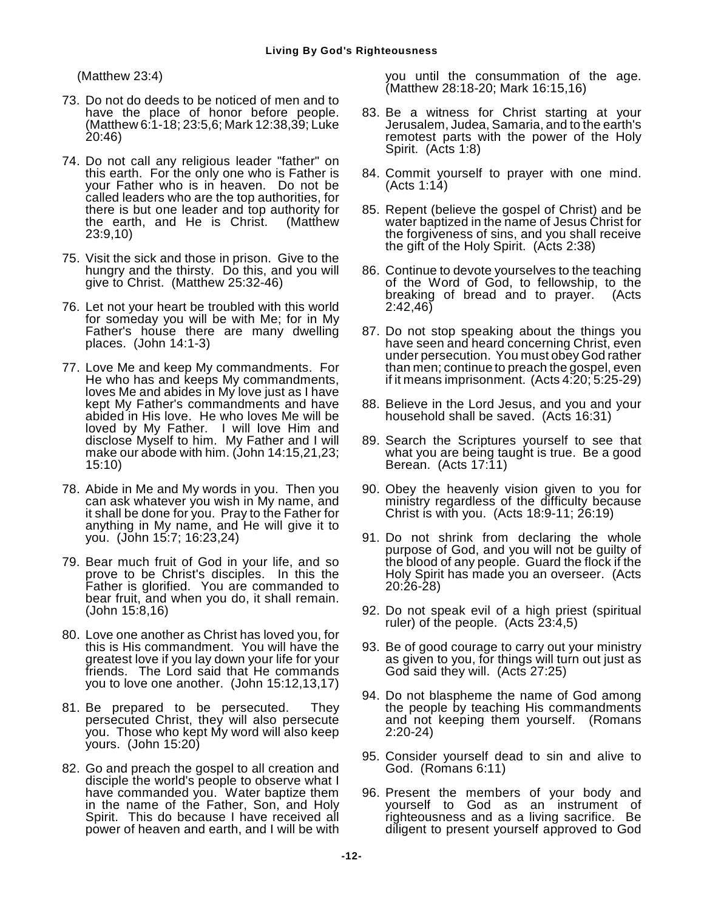(Matthew 23:4)

73. Do not do deeds to be noticed of men and to have the place of honor before people. (Matthew 6:1-18; 23:5,6; Mark 12:38,39; Luke 20:46)

74. Do not call any religious leader "father" on this earth. For the only one who is Father is your Father who is in heaven. Do not be called leaders who are the top authorities, for there is but one leader and top authority for the earth, and He is Christ. (Matthew 23:9,10)

75. Visit the sick and those in prison. Give to the hungry and the thirsty. Do this, and you will give to Christ. (Matthew 25:32-46)

76. Let not your heart be troubled with this world for someday you will be with Me; for in My Father's house there are many dwelling places. (John 14:1-3)

77. Love Me and keep My commandments. For He who has and keeps My commandments, loves Me and abides in My love just as I have kept My Father's commandments and have abided in His love. He who loves Me will be loved by My Father. I will love Him and disclose Myself to him. My Father and I will make our abode with him. (John 14:15,21,23; 15:10)

78. Abide in Me and My words in you. Then you can ask whatever you wish in My name, and it shall be done for you. Pray to the Father for anything in My name, and He will give it to you. (John 15:7; 16:23,24)

79. Bear much fruit of God in your life, and so prove to be Christ's disciples. In this the Father is glorified. You are commanded to bear fruit, and when you do, it shall remain. (John 15:8,16)

80. Love one another as Christ has loved you, for this is His commandment. You will have the greatest love if you lay down your life for your friends. The Lord said that He commands you to love one another. (John 15:12,13,17)

81. Be prepared to be persecuted. They persecuted Christ, they will also persecute you. Those who kept My word will also keep yours. (John 15:20)

82. Go and preach the gospel to all creation and disciple the world's people to observe what I have commanded you. Water baptize them in the name of the Father, Son, and Holy Spirit. This do because I have received all power of heaven and earth, and I will be with you until the consummation of the age. (Matthew 28:18-20; Mark 16:15,16)

83. Be a witness for Christ starting at your Jerusalem, Judea, Samaria, and to the earth's remotest parts with the power of the Holy Spirit. (Acts 1:8)

84. Commit yourself to prayer with one mind. (Acts 1:14)

85. Repent (believe the gospel of Christ) and be water baptized in the name of Jesus Christ for the forgiveness of sins, and you shall receive the gift of the Holy Spirit. (Acts 2:38)

86. Continue to devote yourselves to the teaching of the Word of God, to fellowship, to the breaking of bread and to prayer. (Acts 2:42,46)

87. Do not stop speaking about the things you have seen and heard concerning Christ, even under persecution. You must obey God rather than men; continue to preach the gospel, even if it means imprisonment. (Acts 4:20; 5:25-29)

88. Believe in the Lord Jesus, and you and your household shall be saved. (Acts 16:31)

89. Search the Scriptures yourself to see that what you are being taught is true. Be a good Berean. (Acts 17:11)

90. Obey the heavenly vision given to you for ministry regardless of the difficulty because Christ is with you. (Acts 18:9-11; 26:19)

91. Do not shrink from declaring the whole purpose of God, and you will not be guilty of the blood of any people. Guard the flock if the Holy Spirit has made you an overseer. (Acts 20:26-28)

92. Do not speak evil of a high priest (spiritual ruler) of the people. (Acts 23:4,5)

93. Be of good courage to carry out your ministry as given to you, for things will turn out just as God said they will. (Acts 27:25)

94. Do not blaspheme the name of God among the people by teaching His commandments and not keeping them yourself. (Romans 2:20-24)

95. Consider yourself dead to sin and alive to God. (Romans 6:11)

96. Present the members of your body and yourself to God as an instrument of righteousness and as a living sacrifice. Be diligent to present yourself approved to God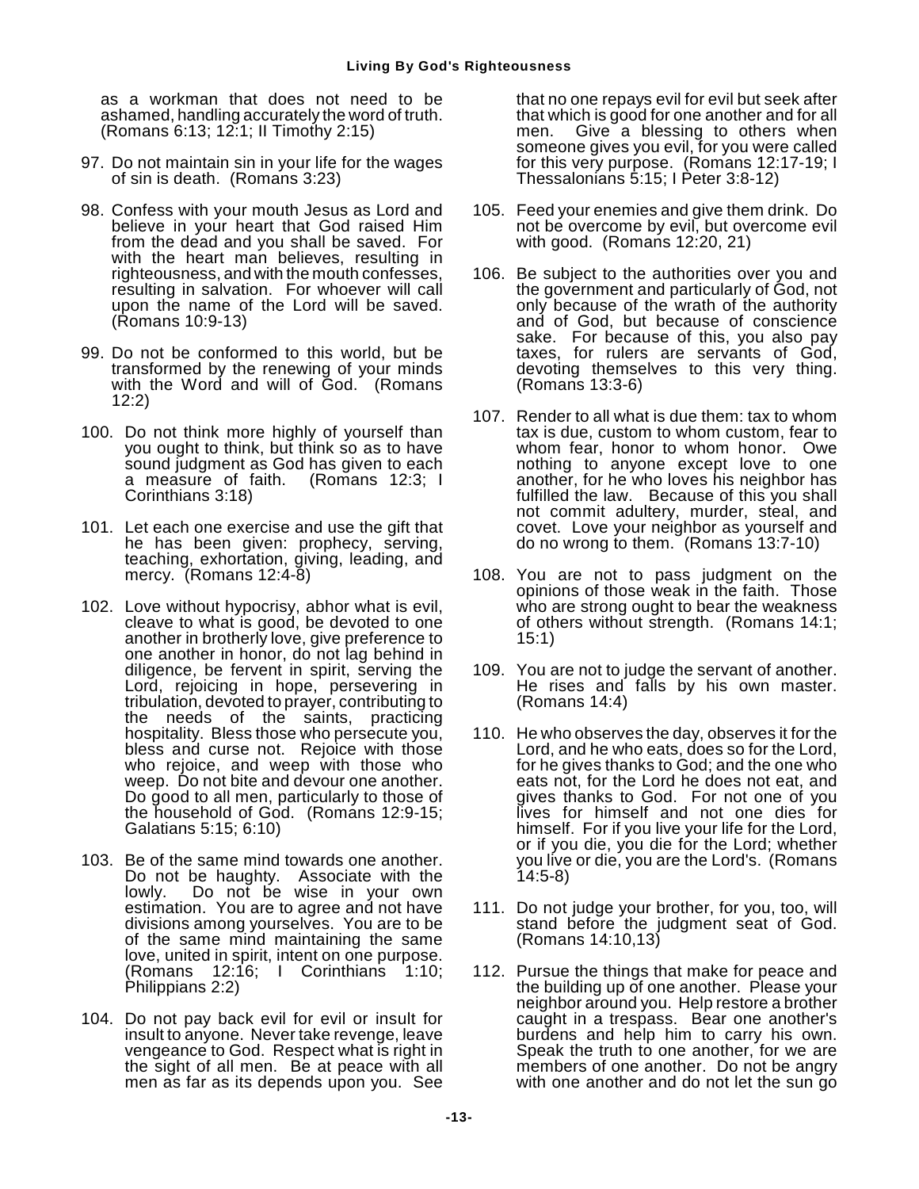as a workman that does not need to be ashamed, handling accurately the word of truth. (Romans 6:13; 12:1; II Timothy 2:15)

97. Do not maintain sin in your life for the wages of sin is death. (Romans 3:23)

98. Confess with your mouth Jesus as Lord and believe in your heart that God raised Him from the dead and you shall be saved. For with the heart man believes, resulting in righteousness, and with the mouth confesses, resulting in salvation. For whoever will call upon the name of the Lord will be saved. (Romans 10:9-13)

99. Do not be conformed to this world, but be transformed by the renewing of your minds with the Word and will of God. (Romans 12:2)

100. Do not think more highly of yourself than you ought to think, but think so as to have sound judgment as God has given to each a measure of faith. (Romans 12:3; I Corinthians 3:18)

101. Let each one exercise and use the gift that he has been given: prophecy, serving, teaching, exhortation, giving, leading, and mercy. (Romans 12:4-8)

102. Love without hypocrisy, abhor what is evil, cleave to what is good, be devoted to one another in brotherly love, give preference to one another in honor, do not lag behind in diligence, be fervent in spirit, serving the Lord, rejoicing in hope, persevering in tribulation, devoted to prayer, contributing to the needs of the saints, practicing hospitality. Bless those who persecute you, bless and curse not. Rejoice with those who rejoice, and weep with those who weep. Do not bite and devour one another. Do good to all men, particularly to those of the household of God. (Romans 12:9-15; Galatians 5:15; 6:10)

103. Be of the same mind towards one another. Do not be haughty. Associate with the lowly. Do not be wise in your own estimation. You are to agree and not have divisions among yourselves. You are to be of the same mind maintaining the same love, united in spirit, intent on one purpose. (Romans 12:16; I Corinthians 1:10; Philippians 2:2)

104. Do not pay back evil for evil or insult for insult to anyone. Never take revenge, leave vengeance to God. Respect what is right in the sight of all men. Be at peace with all men as far as its depends upon you. See that no one repays evil for evil but seek after that which is good for one another and for all men. Give a blessing to others when someone gives you evil, for you were called for this very purpose. (Romans 12:17-19; I Thessalonians 5:15; I Peter 3:8-12)

105. Feed your enemies and give them drink. Do not be overcome by evil, but overcome evil with good. (Romans 12:20, 21)

106. Be subject to the authorities over you and the government and particularly of God, not only because of the wrath of the authority and of God, but because of conscience sake. For because of this, you also pay taxes, for rulers are servants of God, devoting themselves to this very thing. (Romans 13:3-6)

107. Render to all what is due them: tax to whom tax is due, custom to whom custom, fear to whom fear, honor to whom honor. Owe nothing to anyone except love to one another, for he who loves his neighbor has fulfilled the law. Because of this you shall not commit adultery, murder, steal, and covet. Love your neighbor as yourself and do no wrong to them. (Romans 13:7-10)

108. You are not to pass judgment on the opinions of those weak in the faith. Those who are strong ought to bear the weakness of others without strength. (Romans 14:1; 15:1)

109. You are not to judge the servant of another. He rises and falls by his own master. (Romans 14:4)

110. He who observes the day, observes it for the Lord, and he who eats, does so for the Lord, for he gives thanks to God; and the one who eats not, for the Lord he does not eat, and gives thanks to God. For not one of you lives for himself and not one dies for himself. For if you live your life for the Lord, or if you die, you die for the Lord; whether you live or die, you are the Lord's. (Romans 14:5-8)

111. Do not judge your brother, for you, too, will stand before the judgment seat of God. (Romans 14:10,13)

112. Pursue the things that make for peace and the building up of one another. Please your neighbor around you. Help restore a brother caught in a trespass. Bear one another's burdens and help him to carry his own. Speak the truth to one another, for we are members of one another. Do not be angry with one another and do not let the sun go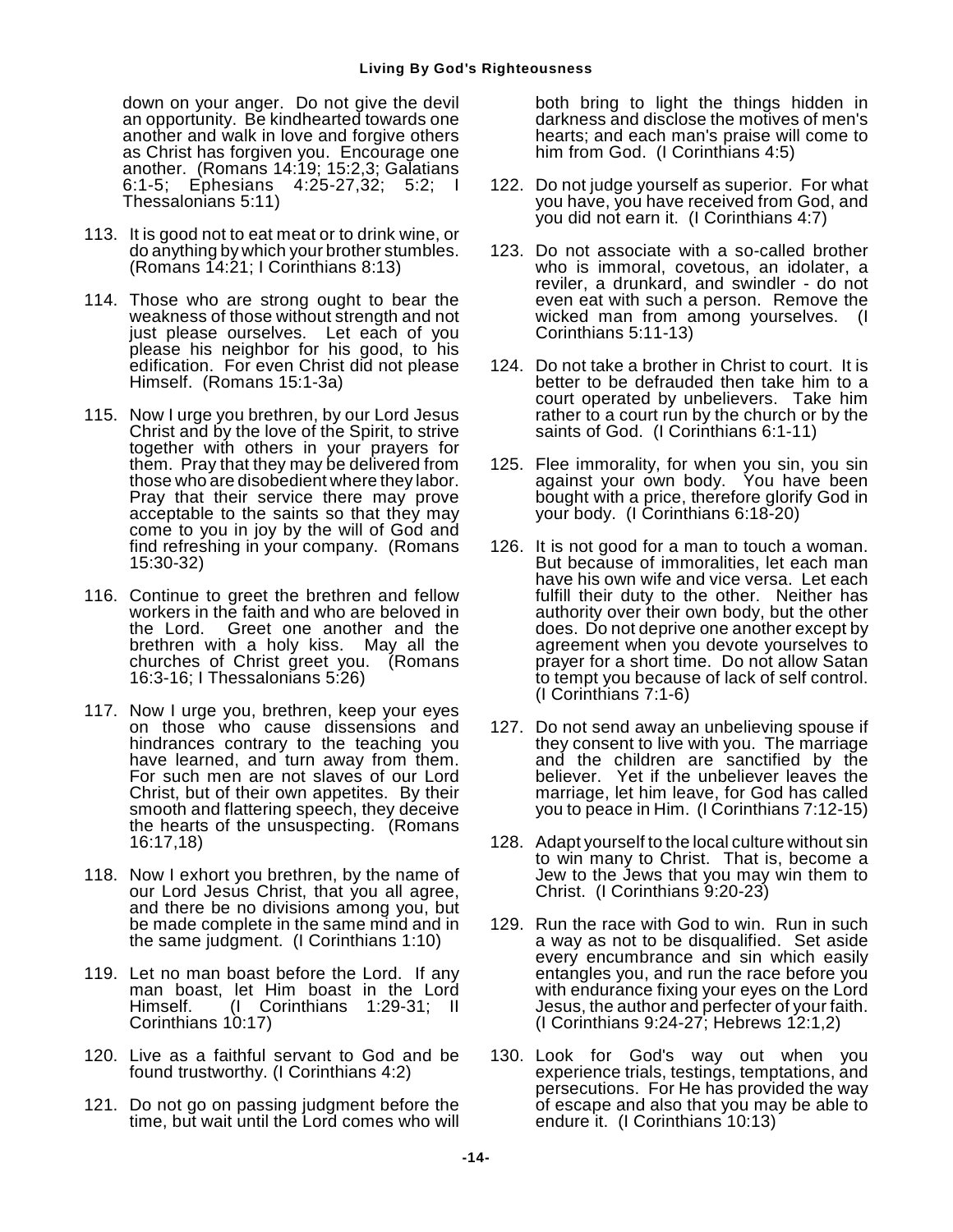down on your anger. Do not give the devil an opportunity. Be kindhearted towards one another and walk in love and forgive others as Christ has forgiven you. Encourage one another. (Romans 14:19; 15:2,3; Galatians 6:1-5; Ephesians 4:25-27,32; 5:2; I Thessalonians 5:11)

113. It is good not to eat meat or to drink wine, or do anything by which your brother stumbles. (Romans 14:21; I Corinthians 8:13)

114. Those who are strong ought to bear the weakness of those without strength and not just please ourselves. Let each of you please his neighbor for his good, to his edification. For even Christ did not please Himself. (Romans 15:1-3a)

115. Now I urge you brethren, by our Lord Jesus Christ and by the love of the Spirit, to strive together with others in your prayers for them. Pray that they may be delivered from those who are disobedient where they labor. Pray that their service there may prove acceptable to the saints so that they may come to you in joy by the will of God and find refreshing in your company. (Romans 15:30-32)

116. Continue to greet the brethren and fellow workers in the faith and who are beloved in the Lord. Greet one another and the brethren with a holy kiss. May all the churches of Christ greet you. (Romans 16:3-16; I Thessalonians 5:26)

117. Now I urge you, brethren, keep your eyes on those who cause dissensions and hindrances contrary to the teaching you have learned, and turn away from them. For such men are not slaves of our Lord Christ, but of their own appetites. By their smooth and flattering speech, they deceive the hearts of the unsuspecting. (Romans 16:17,18)

118. Now I exhort you brethren, by the name of our Lord Jesus Christ, that you all agree, and there be no divisions among you, but be made complete in the same mind and in the same judgment. (I Corinthians 1:10)

119. Let no man boast before the Lord. If any man boast, let Him boast in the Lord Himself. (I Corinthians 1:29-31; II Corinthians 10:17)

120. Live as a faithful servant to God and be found trustworthy. (I Corinthians 4:2)

121. Do not go on passing judgment before the time, but wait until the Lord comes who will both bring to light the things hidden in darkness and disclose the motives of men's hearts; and each man's praise will come to him from God. (I Corinthians 4:5)

122. Do not judge yourself as superior. For what you have, you have received from God, and you did not earn it. (I Corinthians 4:7)

123. Do not associate with a so-called brother who is immoral, covetous, an idolater, a reviler, a drunkard, and swindler - do not even eat with such a person. Remove the wicked man from among yourselves. (I Corinthians 5:11-13)

124. Do not take a brother in Christ to court. It is better to be defrauded then take him to a court operated by unbelievers. Take him rather to a court run by the church or by the saints of God. (I Corinthians 6:1-11)

125. Flee immorality, for when you sin, you sin against your own body. You have been bought with a price, therefore glorify God in your body. (I Corinthians 6:18-20)

126. It is not good for a man to touch a woman. But because of immoralities, let each man have his own wife and vice versa. Let each fulfill their duty to the other. Neither has authority over their own body, but the other does. Do not deprive one another except by agreement when you devote yourselves to prayer for a short time. Do not allow Satan to tempt you because of lack of self control. (I Corinthians 7:1-6)

127. Do not send away an unbelieving spouse if they consent to live with you. The marriage and the children are sanctified by the believer. Yet if the unbeliever leaves the marriage, let him leave, for God has called you to peace in Him. (I Corinthians 7:12-15)

128. Adapt yourself to the local culture without sin to win many to Christ. That is, become a Jew to the Jews that you may win them to Christ. (I Corinthians 9:20-23)

129. Run the race with God to win. Run in such a way as not to be disqualified. Set aside every encumbrance and sin which easily entangles you, and run the race before you with endurance fixing your eyes on the Lord Jesus, the author and perfecter of your faith. (I Corinthians 9:24-27; Hebrews 12:1,2)

130. Look for God's way out when you experience trials, testings, temptations, and persecutions. For He has provided the way of escape and also that you may be able to endure it. (I Corinthians 10:13)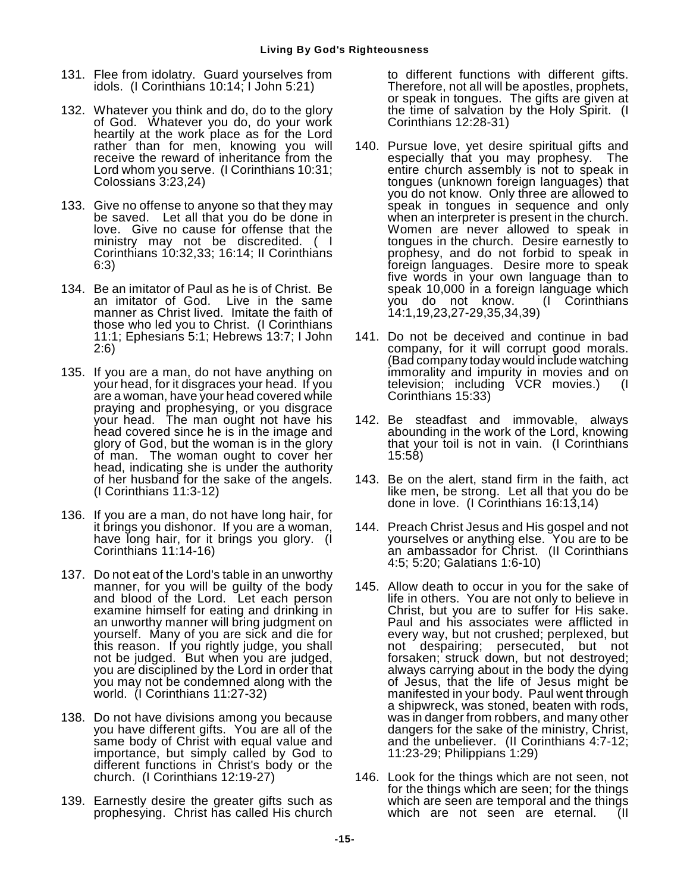131. Flee from idolatry. Guard yourselves from idols. (I Corinthians 10:14; I John 5:21)

132. Whatever you think and do, do to the glory of God. Whatever you do, do your work heartily at the work place as for the Lord rather than for men, knowing you will receive the reward of inheritance from the Lord whom you serve. (I Corinthians 10:31; Colossians 3:23,24)

133. Give no offense to anyone so that they may be saved. Let all that you do be done in love. Give no cause for offense that the ministry may not be discredited. ( I Corinthians 10:32,33; 16:14; II Corinthians 6:3)

134. Be an imitator of Paul as he is of Christ. Be an imitator of God. Live in the same manner as Christ lived. Imitate the faith of those who led you to Christ. (I Corinthians 11:1; Ephesians 5:1; Hebrews 13:7; I John 2:6)

135. If you are a man, do not have anything on your head, for it disgraces your head. If you are a woman, have your head covered while praying and prophesying, or you disgrace your head. The man ought not have his head covered since he is in the image and glory of God, but the woman is in the glory of man. The woman ought to cover her head, indicating she is under the authority of her husband for the sake of the angels. (I Corinthians 11:3-12)

136. If you are a man, do not have long hair, for it brings you dishonor. If you are a woman, have long hair, for it brings you glory. (I Corinthians 11:14-16)

137. Do not eat of the Lord's table in an unworthy manner, for you will be guilty of the body and blood of the Lord. Let each person examine himself for eating and drinking in an unworthy manner will bring judgment on yourself. Many of you are sick and die for this reason. If you rightly judge, you shall not be judged. But when you are judged, you are disciplined by the Lord in order that you may not be condemned along with the world. (I Corinthians 11:27-32)

138. Do not have divisions among you because you have different gifts. You are all of the same body of Christ with equal value and importance, but simply called by God to different functions in Christ's body or the church. (I Corinthians 12:19-27)

139. Earnestly desire the greater gifts such as prophesying. Christ has called His church to different functions with different gifts. Therefore, not all will be apostles, prophets, or speak in tongues. The gifts are given at the time of salvation by the Holy Spirit. (I Corinthians 12:28-31)

140. Pursue love, yet desire spiritual gifts and especially that you may prophesy. The entire church assembly is not to speak in tongues (unknown foreign languages) that you do not know. Only three are allowed to speak in tongues in sequence and only when an interpreter is present in the church. Women are never allowed to speak in tongues in the church. Desire earnestly to prophesy, and do not forbid to speak in foreign languages. Desire more to speak five words in your own language than to speak 10,000 in a foreign language which you do not know. (I Corinthians 14:1,19,23,27-29,35,34,39)

141. Do not be deceived and continue in bad company, for it will corrupt good morals. (Bad company today would include watching immorality and impurity in movies and on television; including VCR movies.) (I Corinthians 15:33)

142. Be steadfast and immovable, always abounding in the work of the Lord, knowing that your toil is not in vain. (I Corinthians 15:58)

143. Be on the alert, stand firm in the faith, act like men, be strong. Let all that you do be done in love. (I Corinthians 16:13,14)

144. Preach Christ Jesus and His gospel and not yourselves or anything else. You are to be an ambassador for Christ. (II Corinthians 4:5; 5:20; Galatians 1:6-10)

145. Allow death to occur in you for the sake of life in others. You are not only to believe in Christ, but you are to suffer for His sake. Paul and his associates were afflicted in every way, but not crushed; perplexed, but not despairing; persecuted, but not forsaken; struck down, but not destroyed; always carrying about in the body the dying of Jesus, that the life of Jesus might be manifested in your body. Paul went through a shipwreck, was stoned, beaten with rods, was in danger from robbers, and many other dangers for the sake of the ministry, Christ, and the unbeliever. (II Corinthians 4:7-12; 11:23-29; Philippians 1:29)

146. Look for the things which are not seen, not for the things which are seen; for the things which are seen are temporal and the things which are not seen are eternal. (II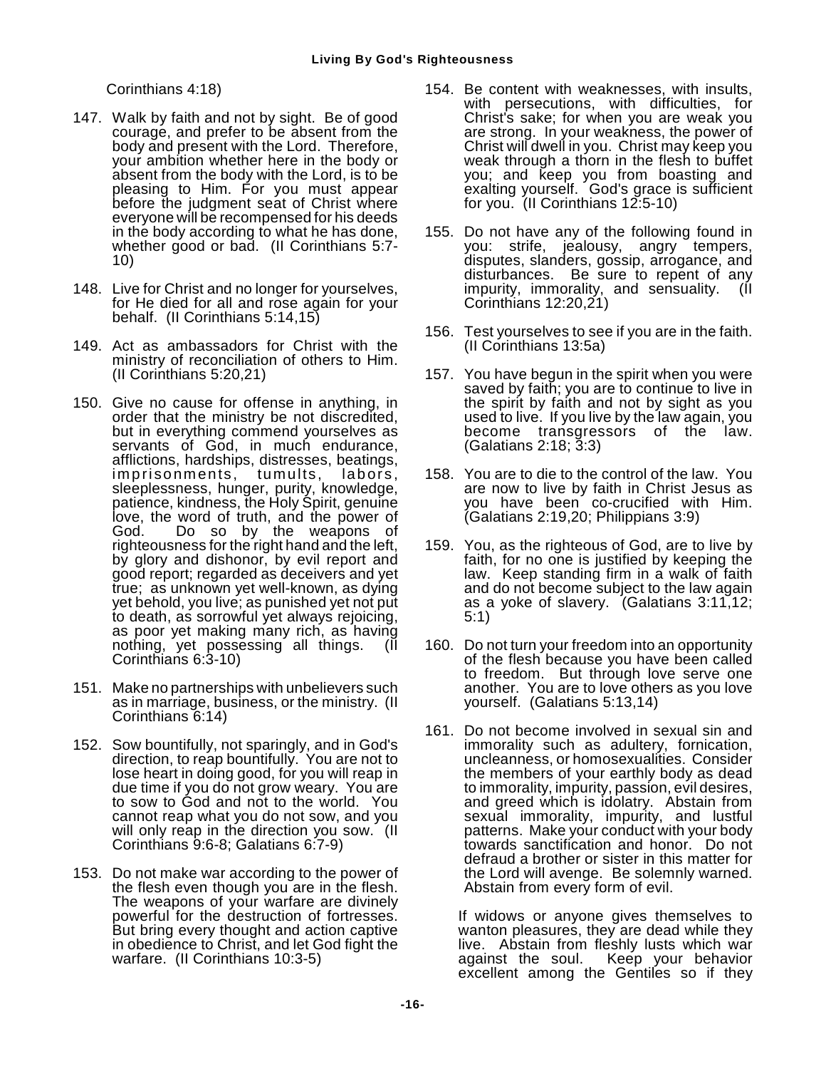Corinthians 4:18)

147. Walk by faith and not by sight. Be of good courage, and prefer to be absent from the body and present with the Lord. Therefore, your ambition whether here in the body or absent from the body with the Lord, is to be pleasing to Him. For you must appear before the judgment seat of Christ where everyone will be recompensed for his deeds in the body according to what he has done, whether good or bad. (II Corinthians 5:7-10)

148. Live for Christ and no longer for yourselves, for He died for all and rose again for your behalf. (II Corinthians 5:14,15)

149. Act as ambassadors for Christ with the ministry of reconciliation of others to Him. (II Corinthians 5:20,21)

150. Give no cause for offense in anything, in order that the ministry be not discredited, but in everything commend yourselves as servants of God, in much endurance, afflictions, hardships, distresses, beatings, imprisonments, tumults, labors, sleeplessness, hunger, purity, knowledge, patience, kindness, the Holy Spirit, genuine love, the word of truth, and the power of God. Do so by the weapons of righteousness for the right hand and the left, by glory and dishonor, by evil report and good report; regarded as deceivers and yet true; as unknown yet well-known, as dying yet behold, you live; as punished yet not put to death, as sorrowful yet always rejoicing, as poor yet making many rich, as having nothing, yet possessing all things. (II Corinthians 6:3-10)

151. Make no partnerships with unbelievers such as in marriage, business, or the ministry. (II Corinthians 6:14)

152. Sow bountifully, not sparingly, and in God's direction, to reap bountifully. You are not to lose heart in doing good, for you will reap in due time if you do not grow weary. You are to sow to God and not to the world. You cannot reap what you do not sow, and you will only reap in the direction you sow. (II Corinthians 9:6-8; Galatians 6:7-9)

153. Do not make war according to the power of the flesh even though you are in the flesh. The weapons of your warfare are divinely powerful for the destruction of fortresses. But bring every thought and action captive in obedience to Christ, and let God fight the warfare. (II Corinthians 10:3-5)

154. Be content with weaknesses, with insults, with persecutions, with difficulties, for Christ's sake; for when you are weak you are strong. In your weakness, the power of Christ will dwell in you. Christ may keep you weak through a thorn in the flesh to buffet you; and keep you from boasting and exalting yourself. God's grace is sufficient for you. (II Corinthians 12:5-10)

155. Do not have any of the following found in you: strife, jealousy, angry tempers, disputes, slanders, gossip, arrogance, and disturbances. Be sure to repent of any impurity, immorality, and sensuality. (II Corinthians 12:20,21)

156. Test yourselves to see if you are in the faith. (II Corinthians 13:5a)

157. You have begun in the spirit when you were saved by faith; you are to continue to live in the spirit by faith and not by sight as you used to live. If you live by the law again, you become transgressors of the law. (Galatians 2:18; 3:3)

158. You are to die to the control of the law. You are now to live by faith in Christ Jesus as you have been co-crucified with Him. (Galatians 2:19,20; Philippians 3:9)

159. You, as the righteous of God, are to live by faith, for no one is justified by keeping the law. Keep standing firm in a walk of faith and do not become subject to the law again as a yoke of slavery. (Galatians 3:11,12; 5:1)

160. Do not turn your freedom into an opportunity of the flesh because you have been called to freedom. But through love serve one another. You are to love others as you love yourself. (Galatians 5:13,14)

161. Do not become involved in sexual sin and immorality such as adultery, fornication, uncleanness, or homosexualities. Consider the members of your earthly body as dead to immorality, impurity, passion, evil desires, and greed which is idolatry. Abstain from sexual immorality, impurity, and lustful patterns. Make your conduct with your body towards sanctification and honor. Do not defraud a brother or sister in this matter for the Lord will avenge. Be solemnly warned. Abstain from every form of evil.

     If widows or anyone gives themselves to wanton pleasures, they are dead while they live. Abstain from fleshly lusts which war against the soul. Keep your behavior excellent among the Gentiles so if they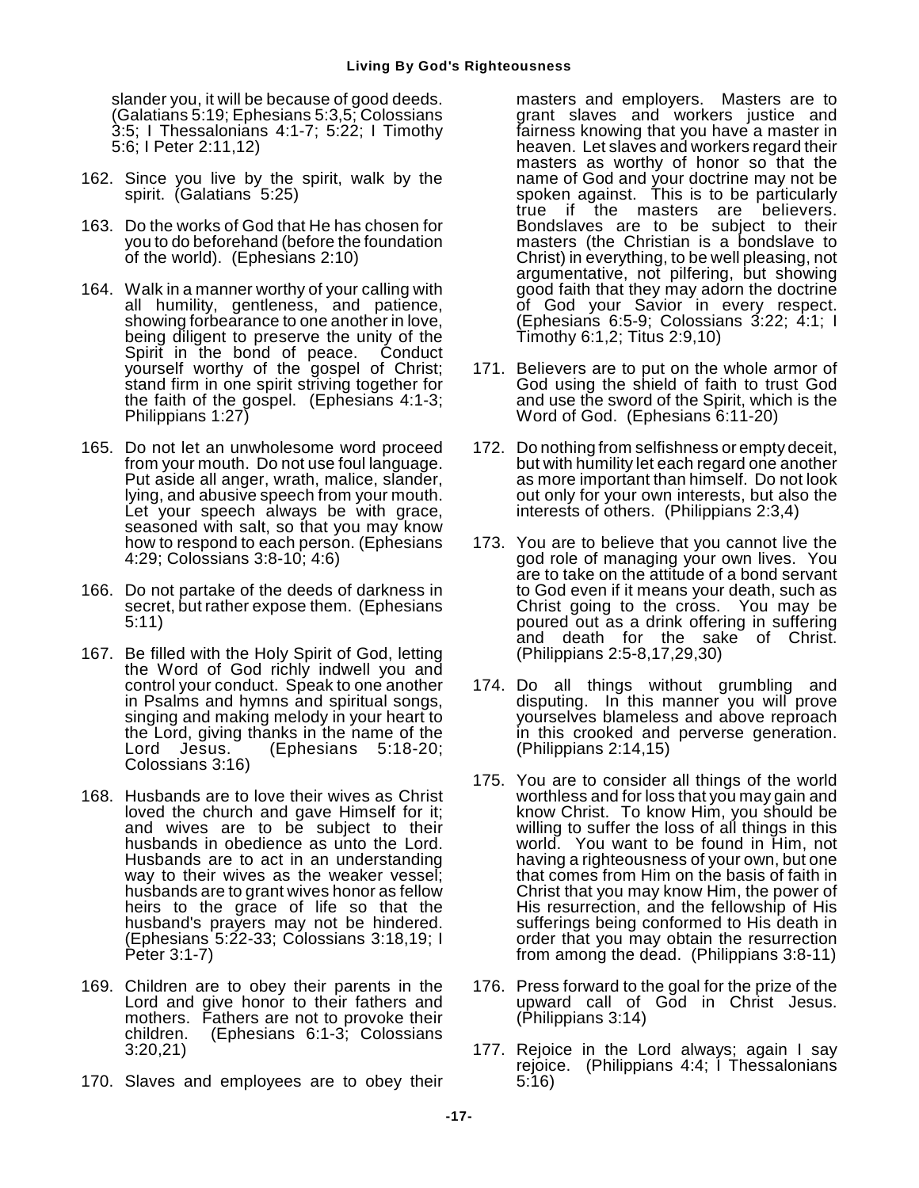slander you, it will be because of good deeds. (Galatians 5:19; Ephesians 5:3,5; Colossians 3:5; I Thessalonians 4:1-7; 5:22; I Timothy 5:6; I Peter 2:11,12)

162. Since you live by the spirit, walk by the spirit. (Galatians 5:25)

163. Do the works of God that He has chosen for you to do beforehand (before the foundation of the world). (Ephesians 2:10)

164. Walk in a manner worthy of your calling with all humility, gentleness, and patience, showing forbearance to one another in love, being diligent to preserve the unity of the Spirit in the bond of peace. Conduct yourself worthy of the gospel of Christ; stand firm in one spirit striving together for the faith of the gospel. (Ephesians 4:1-3; Philippians 1:27)

165. Do not let an unwholesome word proceed from your mouth. Do not use foul language. Put aside all anger, wrath, malice, slander, lying, and abusive speech from your mouth. Let your speech always be with grace, seasoned with salt, so that you may know how to respond to each person. (Ephesians 4:29; Colossians 3:8-10; 4:6)

166. Do not partake of the deeds of darkness in secret, but rather expose them. (Ephesians 5:11)

167. Be filled with the Holy Spirit of God, letting the Word of God richly indwell you and control your conduct. Speak to one another in Psalms and hymns and spiritual songs, singing and making melody in your heart to the Lord, giving thanks in the name of the Lord Jesus. (Ephesians 5:18-20; Colossians 3:16)

168. Husbands are to love their wives as Christ loved the church and gave Himself for it; and wives are to be subject to their husbands in obedience as unto the Lord. Husbands are to act in an understanding way to their wives as the weaker vessel; husbands are to grant wives honor as fellow heirs to the grace of life so that the husband's prayers may not be hindered. (Ephesians 5:22-33; Colossians 3:18,19; I Peter 3:1-7)

169. Children are to obey their parents in the Lord and give honor to their fathers and mothers. Fathers are not to provoke their children. (Ephesians 6:1-3; Colossians 3:20,21)

170. Slaves and employees are to obey their masters and employers. Masters are to grant slaves and workers justice and fairness knowing that you have a master in heaven. Let slaves and workers regard their masters as worthy of honor so that the name of God and your doctrine may not be spoken against. This is to be particularly true if the masters are believers. Bondslaves are to be subject to their masters (the Christian is a bondslave to Christ) in everything, to be well pleasing, not argumentative, not pilfering, but showing good faith that they may adorn the doctrine of God your Savior in every respect. (Ephesians 6:5-9; Colossians 3:22; 4:1; I Timothy 6:1,2; Titus 2:9,10)

171. Believers are to put on the whole armor of God using the shield of faith to trust God and use the sword of the Spirit, which is the Word of God. (Ephesians 6:11-20)

172. Do nothing from selfishness or empty deceit, but with humility let each regard one another as more important than himself. Do not look out only for your own interests, but also the interests of others. (Philippians 2:3,4)

173. You are to believe that you cannot live the god role of managing your own lives. You are to take on the attitude of a bond servant to God even if it means your death, such as Christ going to the cross. You may be poured out as a drink offering in suffering and death for the sake of Christ. (Philippians 2:5-8,17,29,30)

174. Do all things without grumbling and disputing. In this manner you will prove yourselves blameless and above reproach in this crooked and perverse generation. (Philippians 2:14,15)

175. You are to consider all things of the world worthless and for loss that you may gain and know Christ. To know Him, you should be willing to suffer the loss of all things in this world. You want to be found in Him, not having a righteousness of your own, but one that comes from Him on the basis of faith in Christ that you may know Him, the power of His resurrection, and the fellowship of His sufferings being conformed to His death in order that you may obtain the resurrection from among the dead. (Philippians 3:8-11)

176. Press forward to the goal for the prize of the upward call of God in Christ Jesus. (Philippians 3:14)

177. Rejoice in the Lord always; again I say rejoice. (Philippians 4:4; I Thessalonians 5:16)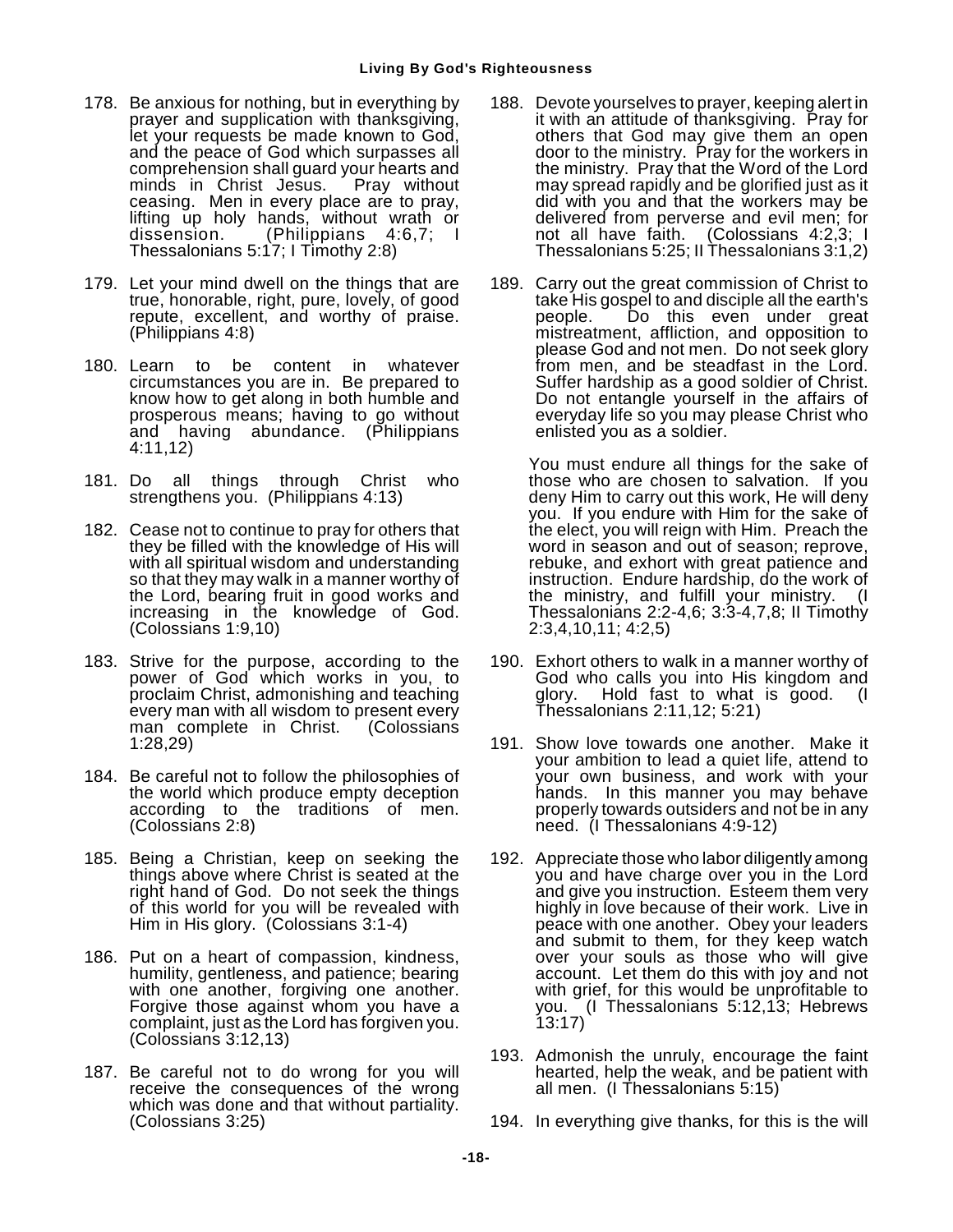178. Be anxious for nothing, but in everything by prayer and supplication with thanksgiving, let your requests be made known to God, and the peace of God which surpasses all comprehension shall guard your hearts and minds in Christ Jesus. Pray without ceasing. Men in every place are to pray, lifting up holy hands, without wrath or dissension. (Philippians 4:6,7; I Thessalonians 5:17; I Timothy 2:8)

179. Let your mind dwell on the things that are true, honorable, right, pure, lovely, of good repute, excellent, and worthy of praise. (Philippians 4:8)

180. Learn to be content in whatever circumstances you are in. Be prepared to know how to get along in both humble and prosperous means; having to go without and having abundance. (Philippians 4:11,12)

181. Do all things through Christ who strengthens you. (Philippians 4:13)

182. Cease not to continue to pray for others that they be filled with the knowledge of His will with all spiritual wisdom and understanding so that they may walk in a manner worthy of the Lord, bearing fruit in good works and increasing in the knowledge of God. (Colossians 1:9,10)

183. Strive for the purpose, according to the power of God which works in you, to proclaim Christ, admonishing and teaching every man with all wisdom to present every man complete in Christ. (Colossians 1:28,29)

184. Be careful not to follow the philosophies of the world which produce empty deception according to the traditions of men. (Colossians 2:8)

185. Being a Christian, keep on seeking the things above where Christ is seated at the right hand of God. Do not seek the things of this world for you will be revealed with Him in His glory. (Colossians 3:1-4)

186. Put on a heart of compassion, kindness, humility, gentleness, and patience; bearing with one another, forgiving one another. Forgive those against whom you have a complaint, just as the Lord has forgiven you. (Colossians 3:12,13)

187. Be careful not to do wrong for you will receive the consequences of the wrong which was done and that without partiality. (Colossians 3:25)

188. Devote yourselves to prayer, keeping alert in it with an attitude of thanksgiving. Pray for others that God may give them an open door to the ministry. Pray for the workers in the ministry. Pray that the Word of the Lord may spread rapidly and be glorified just as it did with you and that the workers may be delivered from perverse and evil men; for not all have faith. (Colossians 4:2,3; I Thessalonians 5:25; II Thessalonians 3:1,2)

189. Carry out the great commission of Christ to take His gospel to and disciple all the earth's people. Do this even under great mistreatment, affliction, and opposition to please God and not men. Do not seek glory from men, and be steadfast in the Lord. Suffer hardship as a good soldier of Christ. Do not entangle yourself in the affairs of everyday life so you may please Christ who enlisted you as a soldier.

     You must endure all things for the sake of those who are chosen to salvation. If you deny Him to carry out this work, He will deny you. If you endure with Him for the sake of the elect, you will reign with Him. Preach the word in season and out of season; reprove, rebuke, and exhort with great patience and instruction. Endure hardship, do the work of the ministry, and fulfill your ministry. (I Thessalonians 2:2-4,6; 3:3-4,7,8; II Timothy 2:3,4,10,11; 4:2,5)

190. Exhort others to walk in a manner worthy of God who calls you into His kingdom and glory. Hold fast to what is good. (I Thessalonians 2:11,12; 5:21)

191. Show love towards one another. Make it your ambition to lead a quiet life, attend to your own business, and work with your hands. In this manner you may behave properly towards outsiders and not be in any need. (I Thessalonians 4:9-12)

192. Appreciate those who labor diligently among you and have charge over you in the Lord and give you instruction. Esteem them very highly in love because of their work. Live in peace with one another. Obey your leaders and submit to them, for they keep watch over your souls as those who will give account. Let them do this with joy and not with grief, for this would be unprofitable to you. (I Thessalonians 5:12,13; Hebrews 13:17)

193. Admonish the unruly, encourage the faint hearted, help the weak, and be patient with all men. (I Thessalonians 5:15)

194. In everything give thanks, for this is the will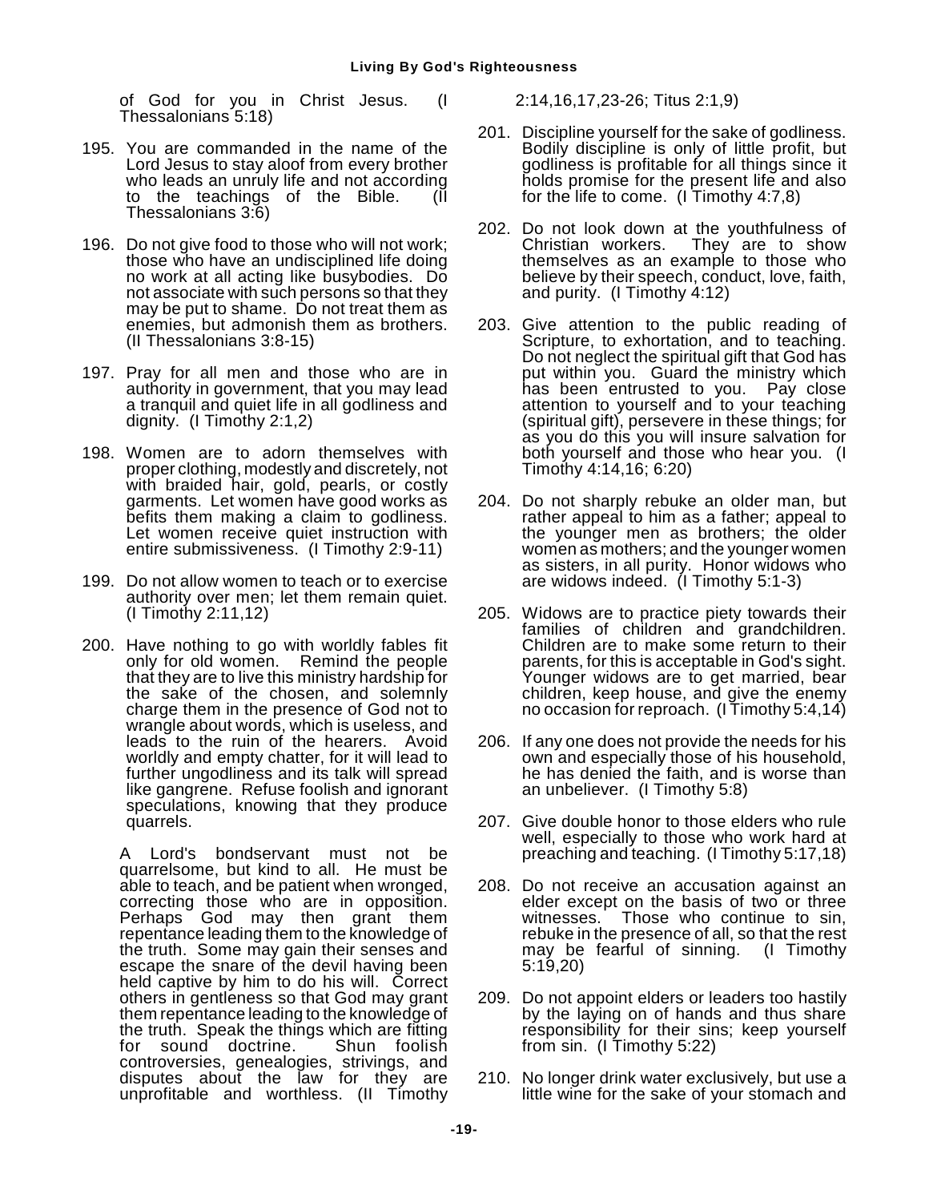of God for you in Christ Jesus. (I Thessalonians 5:18)

195. You are commanded in the name of the Lord Jesus to stay aloof from every brother who leads an unruly life and not according to the teachings of the Bible. (II Thessalonians 3:6)

196. Do not give food to those who will not work; those who have an undisciplined life doing no work at all acting like busybodies. Do not associate with such persons so that they may be put to shame. Do not treat them as enemies, but admonish them as brothers. (II Thessalonians 3:8-15)

197. Pray for all men and those who are in authority in government, that you may lead a tranquil and quiet life in all godliness and dignity. (I Timothy 2:1,2)

198. Women are to adorn themselves with proper clothing, modestly and discretely, not with braided hair, gold, pearls, or costly garments. Let women have good works as befits them making a claim to godliness. Let women receive quiet instruction with entire submissiveness. (I Timothy 2:9-11)

199. Do not allow women to teach or to exercise authority over men; let them remain quiet. (I Timothy 2:11,12)

200. Have nothing to go with worldly fables fit only for old women. Remind the people that they are to live this ministry hardship for the sake of the chosen, and solemnly charge them in the presence of God not to wrangle about words, which is useless, and leads to the ruin of the hearers. Avoid worldly and empty chatter, for it will lead to further ungodliness and its talk will spread like gangrene. Refuse foolish and ignorant speculations, knowing that they produce quarrels.

    A Lord's bondservant must not be quarrelsome, but kind to all. He must be able to teach, and be patient when wronged, correcting those who are in opposition. Perhaps God may then grant them repentance leading them to the knowledge of the truth. Some may gain their senses and escape the snare of the devil having been held captive by him to do his will. Correct others in gentleness so that God may grant them repentance leading to the knowledge of the truth. Speak the things which are fitting for sound doctrine. Shun foolish controversies, genealogies, strivings, and disputes about the law for they are unprofitable and worthless. (II Timothy 2:14,16,17,23-26; Titus 2:1,9)

201. Discipline yourself for the sake of godliness. Bodily discipline is only of little profit, but godliness is profitable for all things since it holds promise for the present life and also for the life to come. (I Timothy 4:7,8)

202. Do not look down at the youthfulness of Christian workers. They are to show themselves as an example to those who believe by their speech, conduct, love, faith, and purity. (I Timothy 4:12)

203. Give attention to the public reading of Scripture, to exhortation, and to teaching. Do not neglect the spiritual gift that God has put within you. Guard the ministry which has been entrusted to you. Pay close attention to yourself and to your teaching (spiritual gift), persevere in these things; for as you do this you will insure salvation for both yourself and those who hear you. (I Timothy 4:14,16; 6:20)

204. Do not sharply rebuke an older man, but rather appeal to him as a father; appeal to the younger men as brothers; the older women as mothers; and the younger women as sisters, in all purity. Honor widows who are widows indeed. (I Timothy 5:1-3)

205. Widows are to practice piety towards their families of children and grandchildren. Children are to make some return to their parents, for this is acceptable in God's sight. Younger widows are to get married, bear children, keep house, and give the enemy no occasion for reproach. (I Timothy 5:4,14)

206. If any one does not provide the needs for his own and especially those of his household, he has denied the faith, and is worse than an unbeliever. (I Timothy 5:8)

207. Give double honor to those elders who rule well, especially to those who work hard at preaching and teaching. (I Timothy 5:17,18)

208. Do not receive an accusation against an elder except on the basis of two or three witnesses. Those who continue to sin, rebuke in the presence of all, so that the rest may be fearful of sinning. (I Timothy 5:19,20)

209. Do not appoint elders or leaders too hastily by the laying on of hands and thus share responsibility for their sins; keep yourself from sin. (I Timothy 5:22)

210. No longer drink water exclusively, but use a little wine for the sake of your stomach and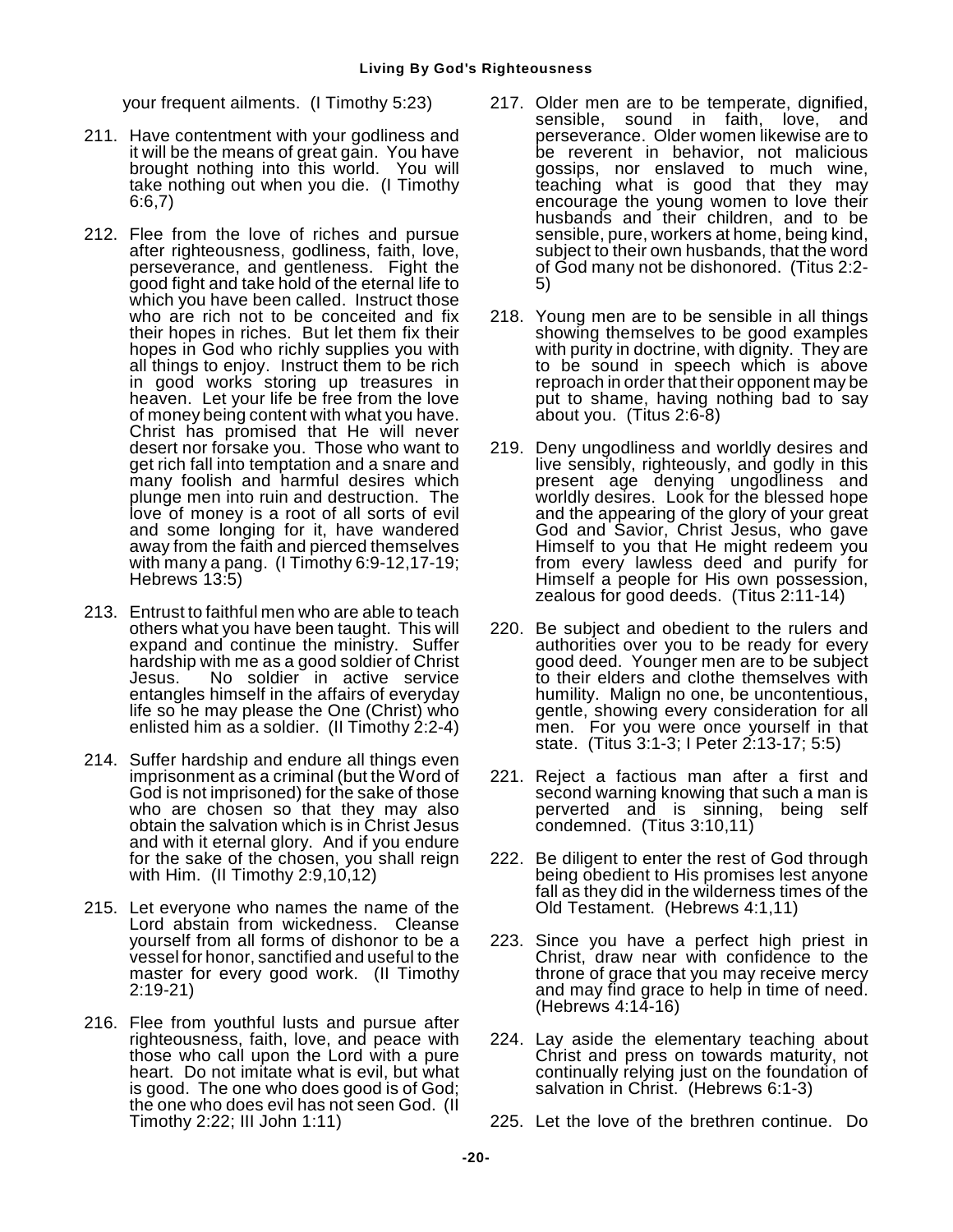your frequent ailments. (I Timothy 5:23)

211. Have contentment with your godliness and it will be the means of great gain. You have brought nothing into this world. You will take nothing out when you die. (I Timothy 6:6,7)

212. Flee from the love of riches and pursue after righteousness, godliness, faith, love, perseverance, and gentleness. Fight the good fight and take hold of the eternal life to which you have been called. Instruct those who are rich not to be conceited and fix their hopes in riches. But let them fix their hopes in God who richly supplies you with all things to enjoy. Instruct them to be rich in good works storing up treasures in heaven. Let your life be free from the love of money being content with what you have. Christ has promised that He will never desert nor forsake you. Those who want to get rich fall into temptation and a snare and many foolish and harmful desires which plunge men into ruin and destruction. The love of money is a root of all sorts of evil and some longing for it, have wandered away from the faith and pierced themselves with many a pang. (I Timothy 6:9-12,17-19; Hebrews 13:5)

213. Entrust to faithful men who are able to teach others what you have been taught. This will expand and continue the ministry. Suffer hardship with me as a good soldier of Christ Jesus. No soldier in active service entangles himself in the affairs of everyday life so he may please the One (Christ) who enlisted him as a soldier. (II Timothy 2:2-4)

214. Suffer hardship and endure all things even imprisonment as a criminal (but the Word of God is not imprisoned) for the sake of those who are chosen so that they may also obtain the salvation which is in Christ Jesus and with it eternal glory. And if you endure for the sake of the chosen, you shall reign with Him. (II Timothy 2:9,10,12)

215. Let everyone who names the name of the Lord abstain from wickedness. Cleanse yourself from all forms of dishonor to be a vessel for honor, sanctified and useful to the master for every good work. (II Timothy 2:19-21)

216. Flee from youthful lusts and pursue after righteousness, faith, love, and peace with those who call upon the Lord with a pure heart. Do not imitate what is evil, but what is good. The one who does good is of God; the one who does evil has not seen God. (II Timothy 2:22; III John 1:11)

217. Older men are to be temperate, dignified, sensible, sound in faith, love, and perseverance. Older women likewise are to be reverent in behavior, not malicious gossips, nor enslaved to much wine, teaching what is good that they may encourage the young women to love their husbands and their children, and to be sensible, pure, workers at home, being kind, subject to their own husbands, that the word of God many not be dishonored. (Titus 2:2-5)

218. Young men are to be sensible in all things showing themselves to be good examples with purity in doctrine, with dignity. They are to be sound in speech which is above reproach in order that their opponent may be put to shame, having nothing bad to say about you. (Titus 2:6-8)

219. Deny ungodliness and worldly desires and live sensibly, righteously, and godly in this present age denying ungodliness and worldly desires. Look for the blessed hope and the appearing of the glory of your great God and Savior, Christ Jesus, who gave Himself to you that He might redeem you from every lawless deed and purify for Himself a people for His own possession, zealous for good deeds. (Titus 2:11-14)

220. Be subject and obedient to the rulers and authorities over you to be ready for every good deed. Younger men are to be subject to their elders and clothe themselves with humility. Malign no one, be uncontentious, gentle, showing every consideration for all men. For you were once yourself in that state. (Titus 3:1-3; I Peter 2:13-17; 5:5)

221. Reject a factious man after a first and second warning knowing that such a man is perverted and is sinning, being self condemned. (Titus 3:10,11)

222. Be diligent to enter the rest of God through being obedient to His promises lest anyone fall as they did in the wilderness times of the Old Testament. (Hebrews 4:1,11)

223. Since you have a perfect high priest in Christ, draw near with confidence to the throne of grace that you may receive mercy and may find grace to help in time of need. (Hebrews 4:14-16)

224. Lay aside the elementary teaching about Christ and press on towards maturity, not continually relying just on the foundation of salvation in Christ. (Hebrews 6:1-3)

225. Let the love of the brethren continue. Do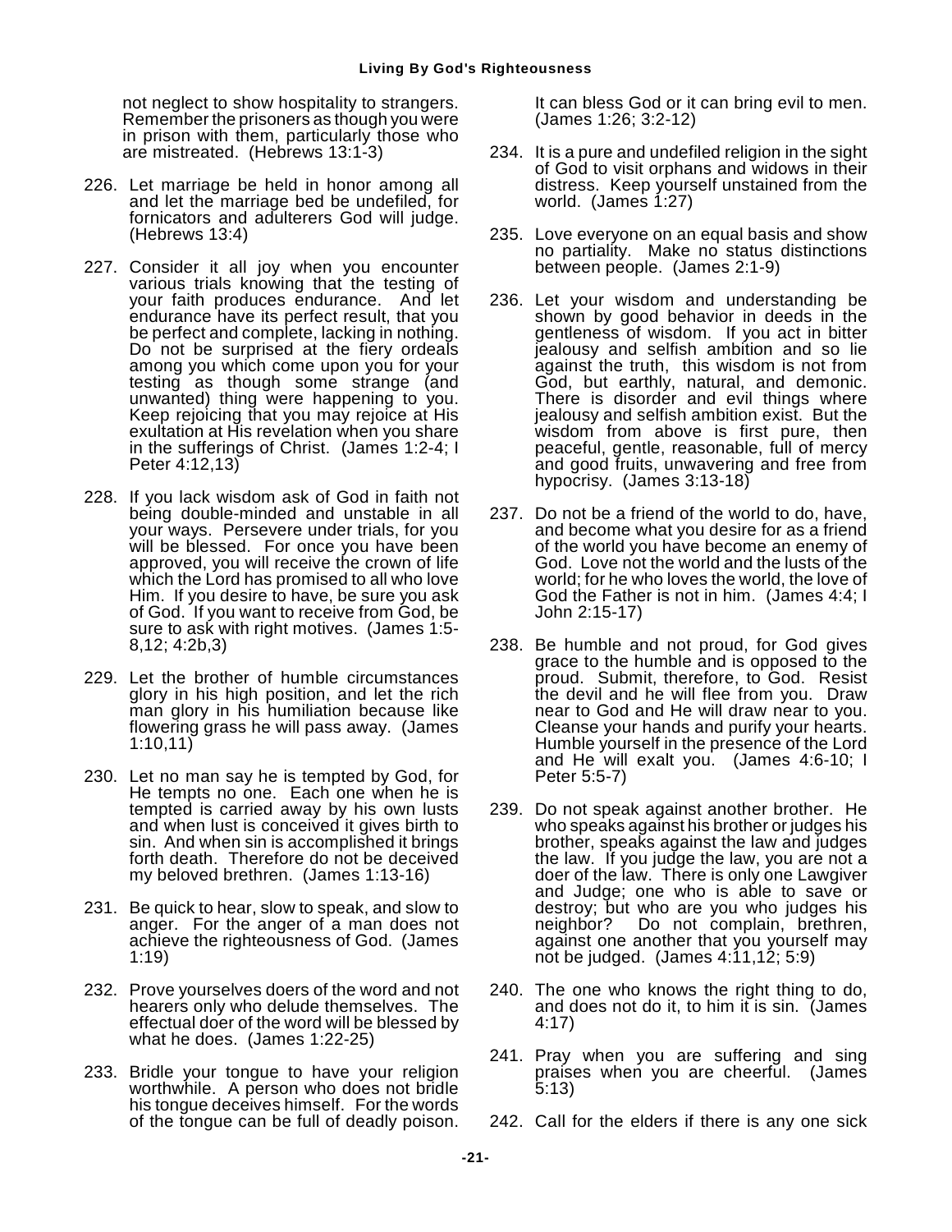not neglect to show hospitality to strangers. Remember the prisoners as though you were in prison with them, particularly those who are mistreated. (Hebrews 13:1-3)

226. Let marriage be held in honor among all and let the marriage bed be undefiled, for fornicators and adulterers God will judge. (Hebrews 13:4)

227. Consider it all joy when you encounter various trials knowing that the testing of your faith produces endurance. And let endurance have its perfect result, that you be perfect and complete, lacking in nothing. Do not be surprised at the fiery ordeals among you which come upon you for your testing as though some strange (and unwanted) thing were happening to you. Keep rejoicing that you may rejoice at His exultation at His revelation when you share in the sufferings of Christ. (James 1:2-4; I Peter 4:12,13)

228. If you lack wisdom ask of God in faith not being double-minded and unstable in all your ways. Persevere under trials, for you will be blessed. For once you have been approved, you will receive the crown of life which the Lord has promised to all who love Him. If you desire to have, be sure you ask of God. If you want to receive from God, be sure to ask with right motives. (James 1:5-8,12; 4:2b,3)

229. Let the brother of humble circumstances glory in his high position, and let the rich man glory in his humiliation because like flowering grass he will pass away. (James 1:10,11)

230. Let no man say he is tempted by God, for He tempts no one. Each one when he is tempted is carried away by his own lusts and when lust is conceived it gives birth to sin. And when sin is accomplished it brings forth death. Therefore do not be deceived my beloved brethren. (James 1:13-16)

231. Be quick to hear, slow to speak, and slow to anger. For the anger of a man does not achieve the righteousness of God. (James 1:19)

232. Prove yourselves doers of the word and not hearers only who delude themselves. The effectual doer of the word will be blessed by what he does. (James 1:22-25)

233. Bridle your tongue to have your religion worthwhile. A person who does not bridle his tongue deceives himself. For the words of the tongue can be full of deadly poison. It can bless God or it can bring evil to men. (James 1:26; 3:2-12)

234. It is a pure and undefiled religion in the sight of God to visit orphans and widows in their distress. Keep yourself unstained from the world. (James 1:27)

235. Love everyone on an equal basis and show no partiality. Make no status distinctions between people. (James 2:1-9)

236. Let your wisdom and understanding be shown by good behavior in deeds in the gentleness of wisdom. If you act in bitter jealousy and selfish ambition and so lie against the truth, this wisdom is not from God, but earthly, natural, and demonic. There is disorder and evil things where jealousy and selfish ambition exist. But the wisdom from above is first pure, then peaceful, gentle, reasonable, full of mercy and good fruits, unwavering and free from hypocrisy. (James 3:13-18)

237. Do not be a friend of the world to do, have, and become what you desire for as a friend of the world you have become an enemy of God. Love not the world and the lusts of the world; for he who loves the world, the love of God the Father is not in him. (James 4:4; I John 2:15-17)

238. Be humble and not proud, for God gives grace to the humble and is opposed to the proud. Submit, therefore, to God. Resist the devil and he will flee from you. Draw near to God and He will draw near to you. Cleanse your hands and purify your hearts. Humble yourself in the presence of the Lord and He will exalt you. (James 4:6-10; I Peter 5:5-7)

239. Do not speak against another brother. He who speaks against his brother or judges his brother, speaks against the law and judges the law. If you judge the law, you are not a doer of the law. There is only one Lawgiver and Judge; one who is able to save or destroy; but who are you who judges his neighbor? Do not complain, brethren, against one another that you yourself may not be judged. (James 4:11,12; 5:9)

240. The one who knows the right thing to do, and does not do it, to him it is sin. (James 4:17)

241. Pray when you are suffering and sing praises when you are cheerful. (James 5:13)

242. Call for the elders if there is any one sick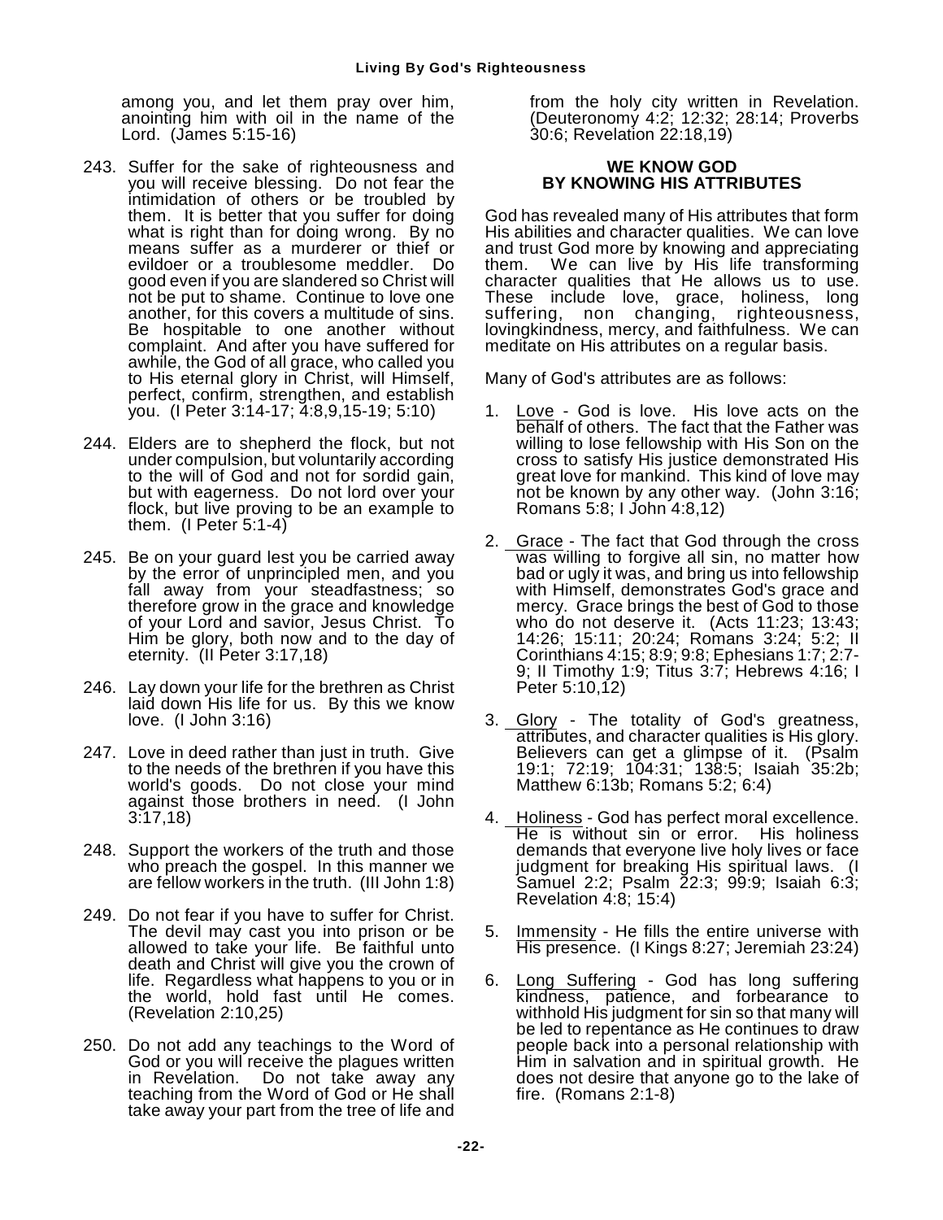among you, and let them pray over him, anointing him with oil in the name of the Lord. (James 5:15-16)

243. Suffer for the sake of righteousness and you will receive blessing. Do not fear the intimidation of others or be troubled by them. It is better that you suffer for doing what is right than for doing wrong. By no means suffer as a murderer or thief or evildoer or a troublesome meddler. Do good even if you are slandered so Christ will not be put to shame. Continue to love one another, for this covers a multitude of sins. Be hospitable to one another without complaint. And after you have suffered for awhile, the God of all grace, who called you to His eternal glory in Christ, will Himself, perfect, confirm, strengthen, and establish you. (I Peter 3:14-17; 4:8,9,15-19; 5:10)

244. Elders are to shepherd the flock, but not under compulsion, but voluntarily according to the will of God and not for sordid gain, but with eagerness. Do not lord over your flock, but live proving to be an example to them. (I Peter 5:1-4)

245. Be on your guard lest you be carried away by the error of unprincipled men, and you fall away from your steadfastness; so therefore grow in the grace and knowledge of your Lord and savior, Jesus Christ. To Him be glory, both now and to the day of eternity. (II Peter 3:17,18)

246. Lay down your life for the brethren as Christ laid down His life for us. By this we know love. (I John 3:16)

247. Love in deed rather than just in truth. Give to the needs of the brethren if you have this world's goods. Do not close your mind against those brothers in need. (I John 3:17,18)

248. Support the workers of the truth and those who preach the gospel. In this manner we are fellow workers in the truth. (III John 1:8)

249. Do not fear if you have to suffer for Christ. The devil may cast you into prison or be allowed to take your life. Be faithful unto death and Christ will give you the crown of life. Regardless what happens to you or in the world, hold fast until He comes. (Revelation 2:10,25)

250. Do not add any teachings to the Word of God or you will receive the plagues written in Revelation. Do not take away any teaching from the Word of God or He shall take away your part from the tree of life and from the holy city written in Revelation. (Deuteronomy 4:2; 12:32; 28:14; Proverbs 30:6; Revelation 22:18,19)

## WE KNOW GOD BY KNOWING HIS ATTRIBUTES

God has revealed many of His attributes that form His abilities and character qualities. We can love and trust God more by knowing and appreciating them. We can live by His life transforming character qualities that He allows us to use. These include love, grace, holiness, long suffering, non changing, righteousness, lovingkindness, mercy, and faithfulness. We can meditate on His attributes on a regular basis.

Many of God's attributes are as follows:

1. Love - God is love. His love acts on the behalf of others. The fact that the Father was willing to lose fellowship with His Son on the cross to satisfy His justice demonstrated His great love for mankind. This kind of love may not be known by any other way. (John 3:16; Romans 5:8; I John 4:8,12)

2. Grace - The fact that God through the cross was willing to forgive all sin, no matter how bad or ugly it was, and bring us into fellowship with Himself, demonstrates God's grace and mercy. Grace brings the best of God to those who do not deserve it. (Acts 11:23; 13:43; 14:26; 15:11; 20:24; Romans 3:24; 5:2; II Corinthians 4:15; 8:9; 9:8; Ephesians 1:7; 2:7-9; II Timothy 1:9; Titus 3:7; Hebrews 4:16; I Peter 5:10,12)

3. Glory - The totality of God's greatness, attributes, and character qualities is His glory. Believers can get a glimpse of it. (Psalm 19:1; 72:19; 104:31; 138:5; Isaiah 35:2b; Matthew 6:13b; Romans 5:2; 6:4)

4. Holiness - God has perfect moral excellence. He is without sin or error. His holiness demands that everyone live holy lives or face judgment for breaking His spiritual laws. (I Samuel 2:2; Psalm 22:3; 99:9; Isaiah 6:3; Revelation 4:8; 15:4)

5. Immensity - He fills the entire universe with His presence. (I Kings 8:27; Jeremiah 23:24)

6. Long Suffering - God has long suffering kindness, patience, and forbearance to withhold His judgment for sin so that many will be led to repentance as He continues to draw people back into a personal relationship with Him in salvation and in spiritual growth. He does not desire that anyone go to the lake of fire. (Romans 2:1-8)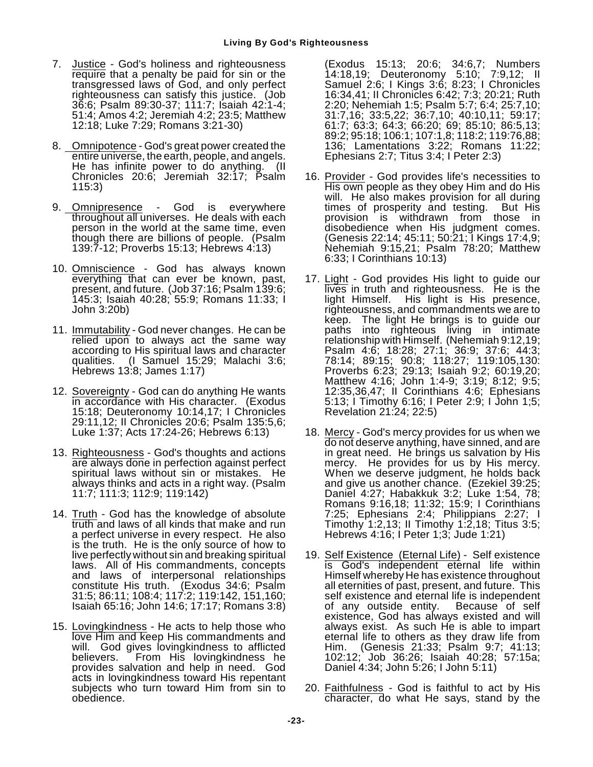7. Justice - God's holiness and righteousness require that a penalty be paid for sin or the transgressed laws of God, and only perfect righteousness can satisfy this justice. (Job 36:6; Psalm 89:30-37; 111:7; Isaiah 42:1-4; 51:4; Amos 4:2; Jeremiah 4:2; 23:5; Matthew 12:18; Luke 7:29; Romans 3:21-30)

8. Omnipotence - God's great power created the entire universe, the earth, people, and angels. He has infinite power to do anything. (II Chronicles 20:6; Jeremiah 32:17; Psalm 115:3)

9. Omnipresence - God is everywhere throughout all universes. He deals with each person in the world at the same time, even though there are billions of people. (Psalm 139:7-12; Proverbs 15:13; Hebrews 4:13)

10. Omniscience - God has always known everything that can ever be known, past, present, and future. (Job 37:16; Psalm 139:6; 145:3; Isaiah 40:28; 55:9; Romans 11:33; I John 3:20b)

11. Immutability - God never changes. He can be relied upon to always act the same way according to His spiritual laws and character qualities. (I Samuel 15:29; Malachi 3:6; Hebrews 13:8; James 1:17)

12. Sovereignty - God can do anything He wants in accordance with His character. (Exodus 15:18; Deuteronomy 10:14,17; I Chronicles 29:11,12; II Chronicles 20:6; Psalm 135:5,6; Luke 1:37; Acts 17:24-26; Hebrews 6:13)

13. Righteousness - God's thoughts and actions are always done in perfection against perfect spiritual laws without sin or mistakes. He always thinks and acts in a right way. (Psalm 11:7; 111:3; 112:9; 119:142)

14. Truth - God has the knowledge of absolute truth and laws of all kinds that make and run a perfect universe in every respect. He also is the truth. He is the only source of how to live perfectly without sin and breaking spiritual laws. All of His commandments, concepts and laws of interpersonal relationships constitute His truth. (Exodus 34:6; Psalm 31:5; 86:11; 108:4; 117:2; 119:142, 151,160; Isaiah 65:16; John 14:6; 17:17; Romans 3:8)

15. Lovingkindness - He acts to help those who love Him and keep His commandments and will. God gives lovingkindness to afflicted believers. From His lovingkindness he provides salvation and help in need. God acts in lovingkindness toward His repentant subjects who turn toward Him from sin to obedience. (Exodus 15:13; 20:6; 34:6,7; Numbers 14:18,19; Deuteronomy 5:10; 7:9,12; II Samuel 2:6; I Kings 3:6; 8:23; I Chronicles 16:34,41; II Chronicles 6:42; 7:3; 20:21; Ruth 2:20; Nehemiah 1:5; Psalm 5:7; 6:4; 25:7,10; 31:7,16; 33:5,22; 36:7,10; 40:10,11; 59:17; 61:7; 63:3; 64:3; 66:20; 69; 85:10; 86:5,13; 89:2; 95:18; 106:1; 107:1,8; 118:2; 119:76,88; 136; Lamentations 3:22; Romans 11:22; Ephesians 2:7; Titus 3:4; I Peter 2:3)

16. Provider - God provides life's necessities to His own people as they obey Him and do His will. He also makes provision for all during times of prosperity and testing. But His provision is withdrawn from those in disobedience when His judgment comes. (Genesis 22:14; 45:11; 50:21; I Kings 17:4,9; Nehemiah 9:15,21; Psalm 78:20; Matthew 6:33; I Corinthians 10:13)

17. Light - God provides His light to guide our lives in truth and righteousness. He is the light Himself. His light is His presence, righteousness, and commandments we are to keep. The light He brings is to guide our paths into righteous living in intimate relationship with Himself. (Nehemiah 9:12,19; Psalm 4:6; 18:28; 27:1; 36:9; 37:6; 44:3; 78:14; 89:15; 90:8; 118:27; 119:105,130: Proverbs 6:23; 29:13; Isaiah 9:2; 60:19,20; Matthew 4:16; John 1:4-9; 3:19; 8:12; 9:5; 12:35,36,47; II Corinthians 4:6; Ephesians 5:13; I Timothy 6:16; I Peter 2:9; I John 1;5; Revelation 21:24; 22:5)

18. Mercy - God's mercy provides for us when we do not deserve anything, have sinned, and are in great need. He brings us salvation by His mercy. He provides for us by His mercy. When we deserve judgment, he holds back and give us another chance. (Ezekiel 39:25; Daniel 4:27; Habakkuk 3:2; Luke 1:54, 78; Romans 9:16,18; 11:32; 15:9; I Corinthians 7:25; Ephesians 2:4; Philippians 2:27; I Timothy 1:2,13; II Timothy 1:2,18; Titus 3:5; Hebrews 4:16; I Peter 1;3; Jude 1:21)

19. Self Existence (Eternal Life) - Self existence is God's independent eternal life within Himself whereby He has existence throughout all eternities of past, present, and future. This self existence and eternal life is independent of any outside entity. Because of self existence, God has always existed and will always exist. As such He is able to impart eternal life to others as they draw life from Him. (Genesis 21:33; Psalm 9:7; 41:13; 102:12; Job 36:26; Isaiah 40:28; 57:15a; Daniel 4:34; John 5:26; I John 5:11)

20. Faithfulness - God is faithful to act by His character, do what He says, stand by the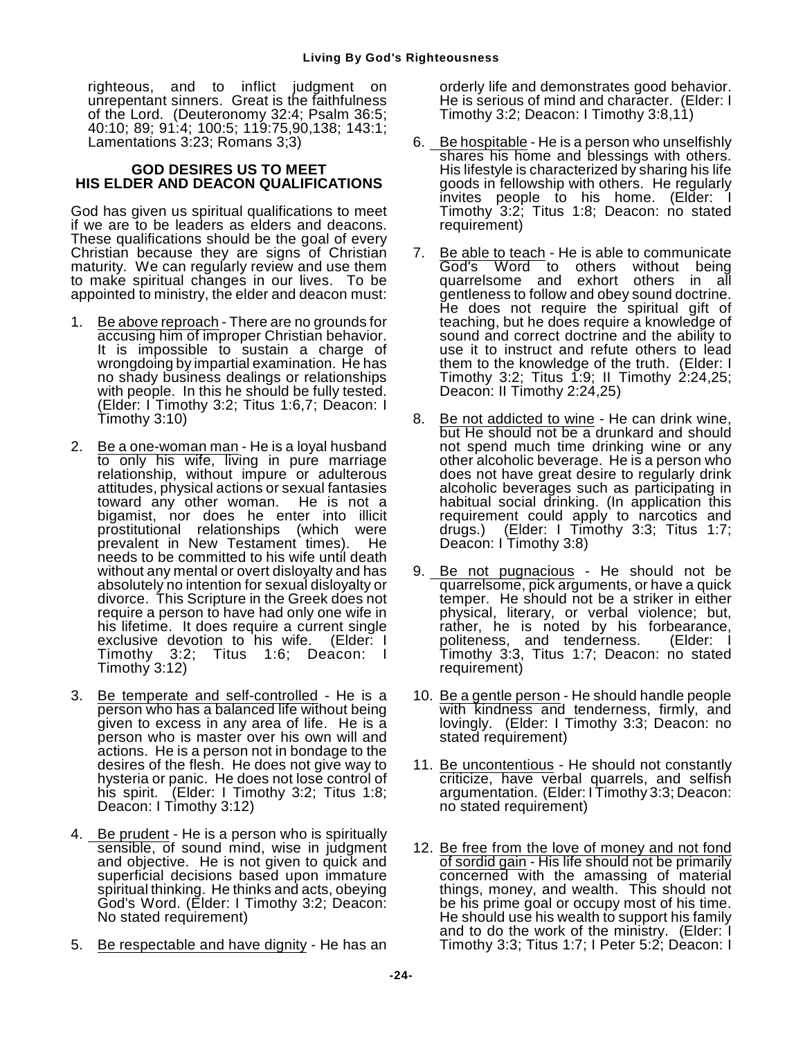righteous, and to inflict judgment on unrepentant sinners. Great is the faithfulness of the Lord. (Deuteronomy 32:4; Psalm 36:5; 40:10; 89; 91:4; 100:5; 119:75,90,138; 143:1; Lamentations 3:23; Romans 3;3)

## GOD DESIRES US TO MEET HIS ELDER AND DEACON QUALIFICATIONS

God has given us spiritual qualifications to meet if we are to be leaders as elders and deacons. These qualifications should be the goal of every Christian because they are signs of Christian maturity. We can regularly review and use them to make spiritual changes in our lives. To be appointed to ministry, the elder and deacon must:

1. Be above reproach - There are no grounds for accusing him of improper Christian behavior. It is impossible to sustain a charge of wrongdoing by impartial examination. He has no shady business dealings or relationships with people. In this he should be fully tested. (Elder: I Timothy 3:2; Titus 1:6,7; Deacon: I Timothy 3:10)

2. Be a one-woman man - He is a loyal husband to only his wife, living in pure marriage relationship, without impure or adulterous attitudes, physical actions or sexual fantasies toward any other woman. He is not a bigamist, nor does he enter into illicit prostitutional relationships (which were prevalent in New Testament times). He needs to be committed to his wife until death without any mental or overt disloyalty and has absolutely no intention for sexual disloyalty or divorce. This Scripture in the Greek does not require a person to have had only one wife in his lifetime. It does require a current single exclusive devotion to his wife. (Elder: I Timothy 3:2; Titus 1:6; Deacon: I Timothy 3:12)

3. Be temperate and self-controlled - He is a person who has a balanced life without being given to excess in any area of life. He is a person who is master over his own will and actions. He is a person not in bondage to the desires of the flesh. He does not give way to hysteria or panic. He does not lose control of his spirit. (Elder: I Timothy 3:2; Titus 1:8; Deacon: I Timothy 3:12)

4. Be prudent - He is a person who is spiritually sensible, of sound mind, wise in judgment and objective. He is not given to quick and superficial decisions based upon immature spiritual thinking. He thinks and acts, obeying God's Word. (Elder: I Timothy 3:2; Deacon: No stated requirement)

5. Be respectable and have dignity - He has an orderly life and demonstrates good behavior. He is serious of mind and character. (Elder: I Timothy 3:2; Deacon: I Timothy 3:8,11)

6. Be hospitable - He is a person who unselfishly shares his home and blessings with others. His lifestyle is characterized by sharing his life goods in fellowship with others. He regularly invites people to his home. (Elder: I Timothy 3:2; Titus 1:8; Deacon: no stated requirement)

7. Be able to teach - He is able to communicate God's Word to others without being quarrelsome and exhort others in all gentleness to follow and obey sound doctrine. He does not require the spiritual gift of teaching, but he does require a knowledge of sound and correct doctrine and the ability to use it to instruct and refute others to lead them to the knowledge of the truth. (Elder: I Timothy 3:2; Titus 1:9; II Timothy 2:24,25; Deacon: II Timothy 2:24,25)

8. Be not addicted to wine - He can drink wine, but He should not be a drunkard and should not spend much time drinking wine or any other alcoholic beverage. He is a person who does not have great desire to regularly drink alcoholic beverages such as participating in habitual social drinking. (In application this requirement could apply to narcotics and drugs.) (Elder: I Timothy 3:3; Titus 1:7; Deacon: I Timothy 3:8)

9. Be not pugnacious - He should not be quarrelsome, pick arguments, or have a quick temper. He should not be a striker in either physical, literary, or verbal violence; but, rather, he is noted by his forbearance, politeness, and tenderness. (Elder: I Timothy 3:3, Titus 1:7; Deacon: no stated requirement)

10. Be a gentle person - He should handle people with kindness and tenderness, firmly, and lovingly. (Elder: I Timothy 3:3; Deacon: no stated requirement)

11. Be uncontentious - He should not constantly criticize, have verbal quarrels, and selfish argumentation. (Elder: I Timothy 3:3; Deacon: no stated requirement)

12. Be free from the love of money and not fond of sordid gain - His life should not be primarily concerned with the amassing of material things, money, and wealth. This should not be his prime goal or occupy most of his time. He should use his wealth to support his family and to do the work of the ministry. (Elder: I Timothy 3:3; Titus 1:7; I Peter 5:2; Deacon: I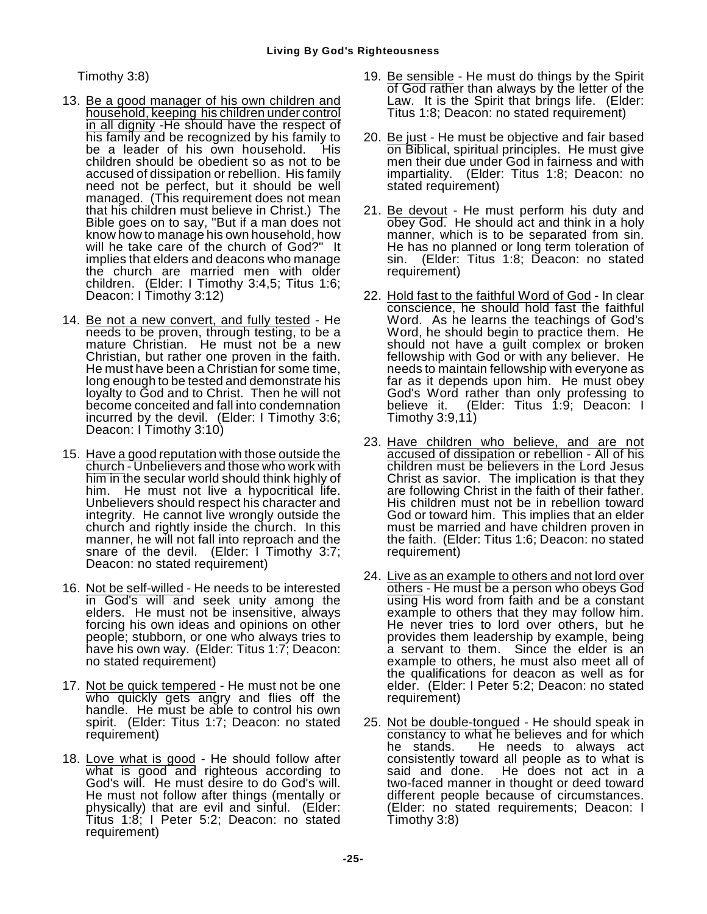Timothy 3:8)

13. Be a good manager of his own children and household, keeping his children under control in all dignity -He should have the respect of his family and be recognized by his family to be a leader of his own household. His children should be obedient so as not to be accused of dissipation or rebellion. His family need not be perfect, but it should be well managed. (This requirement does not mean that his children must believe in Christ.) The Bible goes on to say, "But if a man does not know how to manage his own household, how will he take care of the church of God?" It implies that elders and deacons who manage the church are married men with older children. (Elder: I Timothy 3:4,5; Titus 1:6; Deacon: I Timothy 3:12)

14. Be not a new convert, and fully tested - He needs to be proven, through testing, to be a mature Christian. He must not be a new Christian, but rather one proven in the faith. He must have been a Christian for some time, long enough to be tested and demonstrate his loyalty to God and to Christ. Then he will not become conceited and fall into condemnation incurred by the devil. (Elder: I Timothy 3:6; Deacon: I Timothy 3:10)

15. Have a good reputation with those outside the church - Unbelievers and those who work with him in the secular world should think highly of him. He must not live a hypocritical life. Unbelievers should respect his character and integrity. He cannot live wrongly outside the church and rightly inside the church. In this manner, he will not fall into reproach and the snare of the devil. (Elder: I Timothy 3:7; Deacon: no stated requirement)

16. Not be self-willed - He needs to be interested in God's will and seek unity among the elders. He must not be insensitive, always forcing his own ideas and opinions on other people; stubborn, or one who always tries to have his own way. (Elder: Titus 1:7; Deacon: no stated requirement)

17. Not be quick tempered - He must not be one who quickly gets angry and flies off the handle. He must be able to control his own spirit. (Elder: Titus 1:7; Deacon: no stated requirement)

18. Love what is good - He should follow after what is good and righteous according to God's will. He must desire to do God's will. He must not follow after things (mentally or physically) that are evil and sinful. (Elder: Titus 1:8; I Peter 5:2; Deacon: no stated requirement)

19. Be sensible - He must do things by the Spirit of God rather than always by the letter of the Law. It is the Spirit that brings life. (Elder: Titus 1:8; Deacon: no stated requirement)

20. Be just - He must be objective and fair based on Biblical, spiritual principles. He must give men their due under God in fairness and with impartiality. (Elder: Titus 1:8; Deacon: no stated requirement)

21. Be devout - He must perform his duty and obey God. He should act and think in a holy manner, which is to be separated from sin. He has no planned or long term toleration of sin. (Elder: Titus 1:8; Deacon: no stated requirement)

22. Hold fast to the faithful Word of God - In clear conscience, he should hold fast the faithful Word. As he learns the teachings of God's Word, he should begin to practice them. He should not have a guilt complex or broken fellowship with God or with any believer. He needs to maintain fellowship with everyone as far as it depends upon him. He must obey God's Word rather than only professing to believe it. (Elder: Titus 1:9; Deacon: I Timothy 3:9,11)

23. Have children who believe, and are not accused of dissipation or rebellion - All of his children must be believers in the Lord Jesus Christ as savior. The implication is that they are following Christ in the faith of their father. His children must not be in rebellion toward God or toward him. This implies that an elder must be married and have children proven in the faith. (Elder: Titus 1:6; Deacon: no stated requirement)

24. Live as an example to others and not lord over others - He must be a person who obeys God using His word from faith and be a constant example to others that they may follow him. He never tries to lord over others, but he provides them leadership by example, being a servant to them. Since the elder is an example to others, he must also meet all of the qualifications for deacon as well as for elder. (Elder: I Peter 5:2; Deacon: no stated requirement)

25. Not be double-tongued - He should speak in constancy to what he believes and for which he stands. He needs to always act consistently toward all people as to what is said and done. He does not act in a two-faced manner in thought or deed toward different people because of circumstances. (Elder: no stated requirements; Deacon: I Timothy 3:8)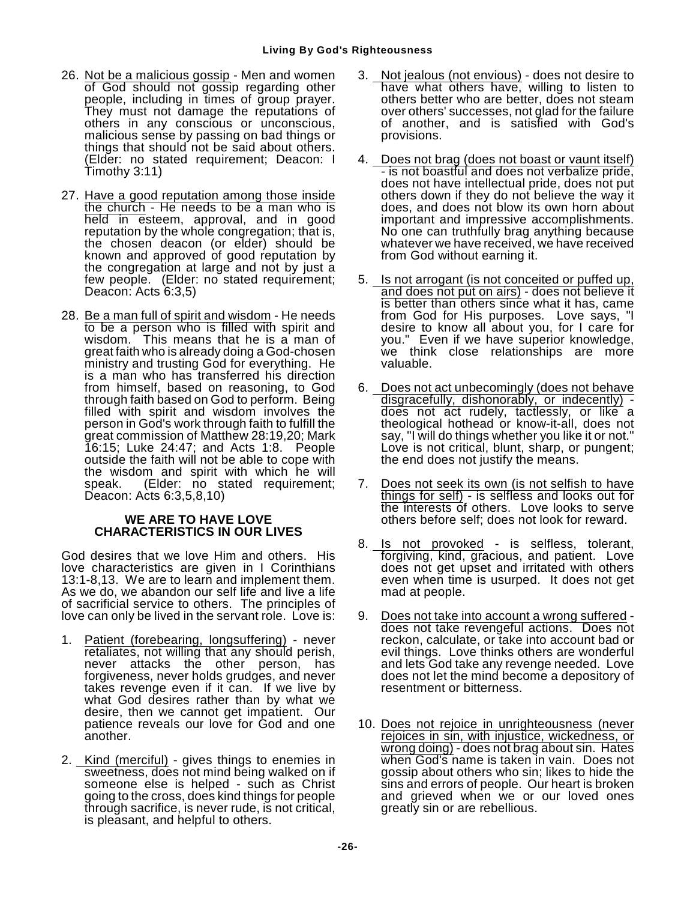26. Not be a malicious gossip - Men and women of God should not gossip regarding other people, including in times of group prayer. They must not damage the reputations of others in any conscious or unconscious, malicious sense by passing on bad things or things that should not be said about others. (Elder: no stated requirement; Deacon: I Timothy 3:11)

27. Have a good reputation among those inside the church - He needs to be a man who is held in esteem, approval, and in good reputation by the whole congregation; that is, the chosen deacon (or elder) should be known and approved of good reputation by the congregation at large and not by just a few people. (Elder: no stated requirement; Deacon: Acts 6:3,5)

28. Be a man full of spirit and wisdom - He needs to be a person who is filled with spirit and wisdom. This means that he is a man of great faith who is already doing a God-chosen ministry and trusting God for everything. He is a man who has transferred his direction from himself, based on reasoning, to God through faith based on God to perform. Being filled with spirit and wisdom involves the person in God's work through faith to fulfill the great commission of Matthew 28:19,20; Mark 16:15; Luke 24:47; and Acts 1:8. People outside the faith will not be able to cope with the wisdom and spirit with which he will speak. (Elder: no stated requirement; Deacon: Acts 6:3,5,8,10)

## WE ARE TO HAVE LOVE CHARACTERISTICS IN OUR LIVES

God desires that we love Him and others. His love characteristics are given in I Corinthians 13:1-8,13. We are to learn and implement them. As we do, we abandon our self life and live a life of sacrificial service to others. The principles of love can only be lived in the servant role. Love is:

1. Patient (forebearing, longsuffering) - never retaliates, not willing that any should perish, never attacks the other person, has forgiveness, never holds grudges, and never takes revenge even if it can. If we live by what God desires rather than by what we desire, then we cannot get impatient. Our patience reveals our love for God and one another.

2. Kind (merciful) - gives things to enemies in sweetness, does not mind being walked on if someone else is helped - such as Christ going to the cross, does kind things for people through sacrifice, is never rude, is not critical, is pleasant, and helpful to others.

3. Not jealous (not envious) - does not desire to have what others have, willing to listen to others better who are better, does not steam over others' successes, not glad for the failure of another, and is satisfied with God's provisions.

4. Does not brag (does not boast or vaunt itself) - is not boastful and does not verbalize pride, does not have intellectual pride, does not put others down if they do not believe the way it does, and does not blow its own horn about important and impressive accomplishments. No one can truthfully brag anything because whatever we have received, we have received from God without earning it.

5. Is not arrogant (is not conceited or puffed up, and does not put on airs) - does not believe it is better than others since what it has, came from God for His purposes. Love says, "I desire to know all about you, for I care for you." Even if we have superior knowledge, we think close relationships are more valuable.

6. Does not act unbecomingly (does not behave disgracefully, dishonorably, or indecently) - does not act rudely, tactlessly, or like a theological hothead or know-it-all, does not say, "I will do things whether you like it or not." Love is not critical, blunt, sharp, or pungent; the end does not justify the means.

7. Does not seek its own (is not selfish to have things for self) - is selfless and looks out for the interests of others. Love looks to serve others before self; does not look for reward.

8. Is not provoked - is selfless, tolerant, forgiving, kind, gracious, and patient. Love does not get upset and irritated with others even when time is usurped. It does not get mad at people.

9. Does not take into account a wrong suffered - does not take revengeful actions. Does not reckon, calculate, or take into account bad or evil things. Love thinks others are wonderful and lets God take any revenge needed. Love does not let the mind become a depository of resentment or bitterness.

10. Does not rejoice in unrighteousness (never rejoices in sin, with injustice, wickedness, or wrong doing) - does not brag about sin. Hates when God's name is taken in vain. Does not gossip about others who sin; likes to hide the sins and errors of people. Our heart is broken and grieved when we or our loved ones greatly sin or are rebellious.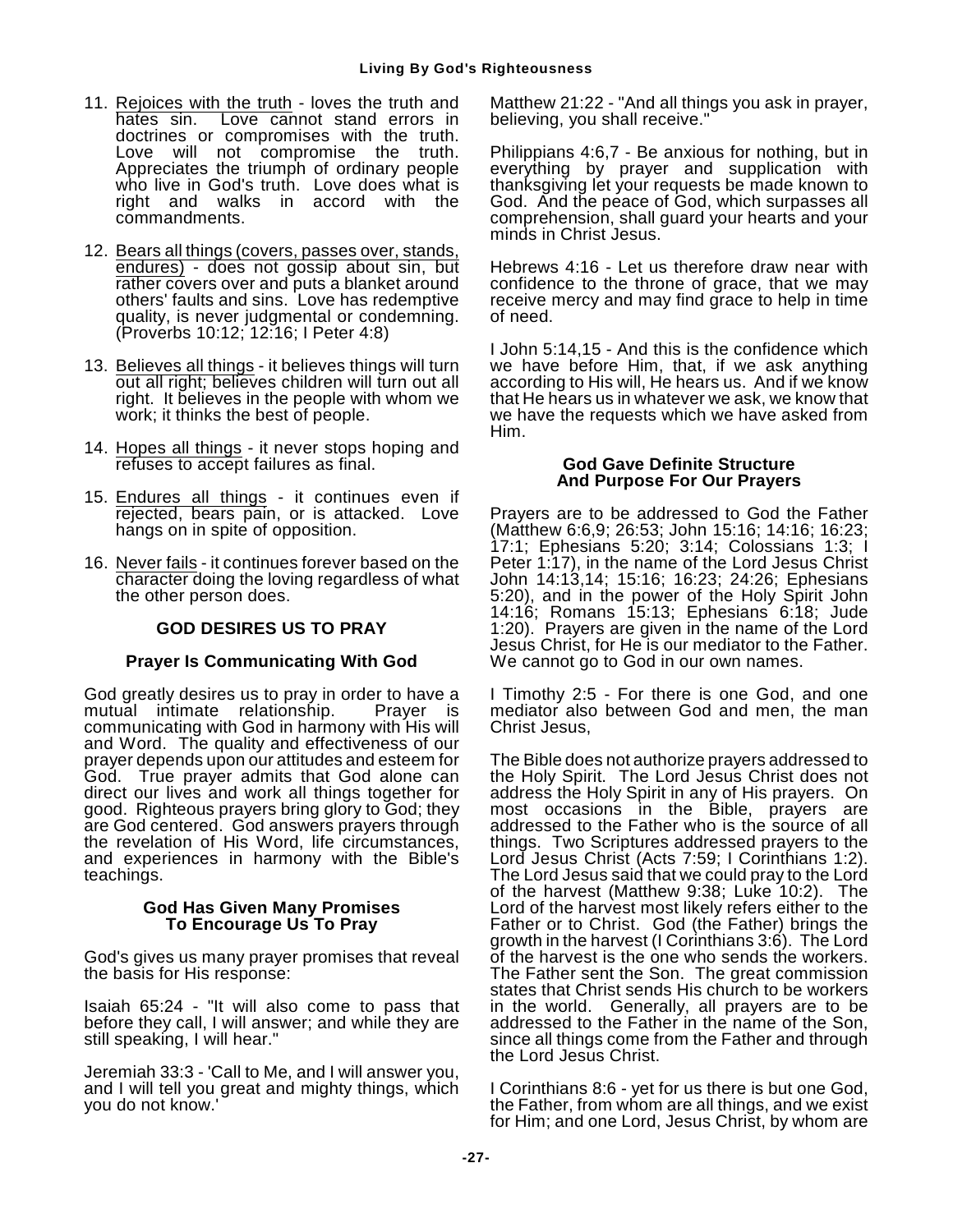11. Rejoices with the truth - loves the truth and hates sin. Love cannot stand errors in doctrines or compromises with the truth. Love will not compromise the truth. Appreciates the triumph of ordinary people who live in God's truth. Love does what is right and walks in accord with the commandments.

12. Bears all things (covers, passes over, stands, endures) - does not gossip about sin, but rather covers over and puts a blanket around others' faults and sins. Love has redemptive quality, is never judgmental or condemning. (Proverbs 10:12; 12:16; I Peter 4:8)

13. Believes all things - it believes things will turn out all right; believes children will turn out all right. It believes in the people with whom we work; it thinks the best of people.

14. Hopes all things - it never stops hoping and refuses to accept failures as final.

15. Endures all things - it continues even if rejected, bears pain, or is attacked. Love hangs on in spite of opposition.

16. Never fails - it continues forever based on the character doing the loving regardless of what the other person does.

## GOD DESIRES US TO PRAY

### Prayer Is Communicating With God

God greatly desires us to pray in order to have a mutual intimate relationship. Prayer is communicating with God in harmony with His will and Word. The quality and effectiveness of our prayer depends upon our attitudes and esteem for God. True prayer admits that God alone can direct our lives and work all things together for good. Righteous prayers bring glory to God; they are God centered. God answers prayers through the revelation of His Word, life circumstances, and experiences in harmony with the Bible's teachings.

### God Has Given Many Promises To Encourage Us To Pray

God's gives us many prayer promises that reveal the basis for His response:

Isaiah 65:24 - "It will also come to pass that before they call, I will answer; and while they are still speaking, I will hear."

Jeremiah 33:3 - 'Call to Me, and I will answer you, and I will tell you great and mighty things, which you do not know.'

Matthew 21:22 - "And all things you ask in prayer, believing, you shall receive."

Philippians 4:6,7 - Be anxious for nothing, but in everything by prayer and supplication with thanksgiving let your requests be made known to God. And the peace of God, which surpasses all comprehension, shall guard your hearts and your minds in Christ Jesus.

Hebrews 4:16 - Let us therefore draw near with confidence to the throne of grace, that we may receive mercy and may find grace to help in time of need.

I John 5:14,15 - And this is the confidence which we have before Him, that, if we ask anything according to His will, He hears us. And if we know that He hears us in whatever we ask, we know that we have the requests which we have asked from Him.

### God Gave Definite Structure And Purpose For Our Prayers

Prayers are to be addressed to God the Father (Matthew 6:6,9; 26:53; John 15:16; 14:16; 16:23; 17:1; Ephesians 5:20; 3:14; Colossians 1:3; I Peter 1:17), in the name of the Lord Jesus Christ John 14:13,14; 15:16; 16:23; 24:26; Ephesians 5:20), and in the power of the Holy Spirit John 14:16; Romans 15:13; Ephesians 6:18; Jude 1:20). Prayers are given in the name of the Lord Jesus Christ, for He is our mediator to the Father. We cannot go to God in our own names.

I Timothy 2:5 - For there is one God, and one mediator also between God and men, the man Christ Jesus,

The Bible does not authorize prayers addressed to the Holy Spirit. The Lord Jesus Christ does not address the Holy Spirit in any of His prayers. On most occasions in the Bible, prayers are addressed to the Father who is the source of all things. Two Scriptures addressed prayers to the Lord Jesus Christ (Acts 7:59; I Corinthians 1:2). The Lord Jesus said that we could pray to the Lord of the harvest (Matthew 9:38; Luke 10:2). The Lord of the harvest most likely refers either to the Father or to Christ. God (the Father) brings the growth in the harvest (I Corinthians 3:6). The Lord of the harvest is the one who sends the workers. The Father sent the Son. The great commission states that Christ sends His church to be workers in the world. Generally, all prayers are to be addressed to the Father in the name of the Son, since all things come from the Father and through the Lord Jesus Christ.

I Corinthians 8:6 - yet for us there is but one God, the Father, from whom are all things, and we exist for Him; and one Lord, Jesus Christ, by whom are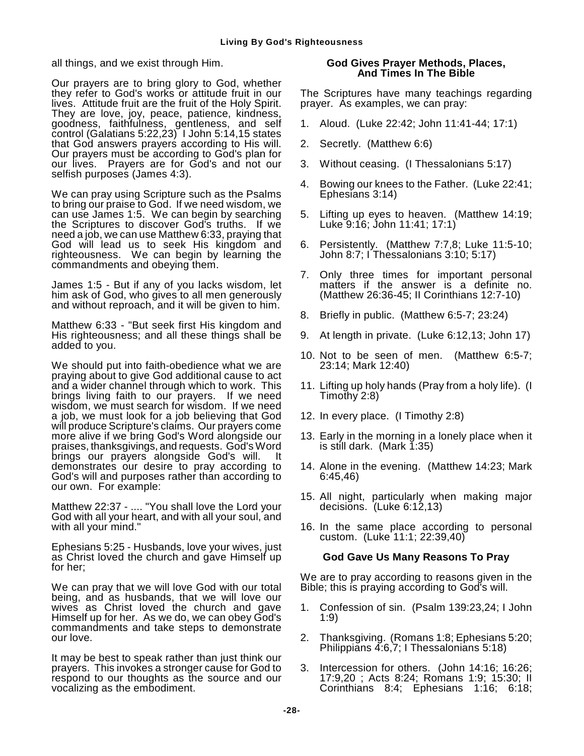all things, and we exist through Him.

Our prayers are to bring glory to God, whether they refer to God's works or attitude fruit in our lives. Attitude fruit are the fruit of the Holy Spirit. They are love, joy, peace, patience, kindness, goodness, faithfulness, gentleness, and self control (Galatians 5:22,23) I John 5:14,15 states that God answers prayers according to His will. Our prayers must be according to God's plan for our lives. Prayers are for God's and not our selfish purposes (James 4:3).

We can pray using Scripture such as the Psalms to bring our praise to God. If we need wisdom, we can use James 1:5. We can begin by searching the Scriptures to discover God's truths. If we need a job, we can use Matthew 6:33, praying that God will lead us to seek His kingdom and righteousness. We can begin by learning the commandments and obeying them.

James 1:5 - But if any of you lacks wisdom, let him ask of God, who gives to all men generously and without reproach, and it will be given to him.

Matthew 6:33 - "But seek first His kingdom and His righteousness; and all these things shall be added to you.

We should put into faith-obedience what we are praying about to give God additional cause to act and a wider channel through which to work. This brings living faith to our prayers. If we need wisdom, we must search for wisdom. If we need a job, we must look for a job believing that God will produce Scripture's claims. Our prayers come more alive if we bring God's Word alongside our praises, thanksgivings, and requests. God's Word brings our prayers alongside God's will. It demonstrates our desire to pray according to God's will and purposes rather than according to our own. For example:

Matthew 22:37 - .... "You shall love the Lord your God with all your heart, and with all your soul, and with all your mind."

Ephesians 5:25 - Husbands, love your wives, just as Christ loved the church and gave Himself up for her;

We can pray that we will love God with our total being, and as husbands, that we will love our wives as Christ loved the church and gave Himself up for her. As we do, we can obey God's commandments and take steps to demonstrate our love.

It may be best to speak rather than just think our prayers. This invokes a stronger cause for God to respond to our thoughts as the source and our vocalizing as the embodiment.

### God Gives Prayer Methods, Places, And Times In The Bible

The Scriptures have many teachings regarding prayer. As examples, we can pray:

1. Aloud. (Luke 22:42; John 11:41-44; 17:1)
2. Secretly. (Matthew 6:6)
3. Without ceasing. (I Thessalonians 5:17)
4. Bowing our knees to the Father. (Luke 22:41; Ephesians 3:14)
5. Lifting up eyes to heaven. (Matthew 14:19; Luke 9:16; John 11:41; 17:1)
6. Persistently. (Matthew 7:7,8; Luke 11:5-10; John 8:7; I Thessalonians 3:10; 5:17)
7. Only three times for important personal matters if the answer is a definite no. (Matthew 26:36-45; II Corinthians 12:7-10)
8. Briefly in public. (Matthew 6:5-7; 23:24)
9. At length in private. (Luke 6:12,13; John 17)
10. Not to be seen of men. (Matthew 6:5-7; 23:14; Mark 12:40)
11. Lifting up holy hands (Pray from a holy life). (I Timothy 2:8)
12. In every place. (I Timothy 2:8)
13. Early in the morning in a lonely place when it is still dark. (Mark 1:35)
14. Alone in the evening. (Matthew 14:23; Mark 6:45,46)
15. All night, particularly when making major decisions. (Luke 6:12,13)
16. In the same place according to personal custom. (Luke 11:1; 22:39,40)

### God Gave Us Many Reasons To Pray

We are to pray according to reasons given in the Bible; this is praying according to God's will.

1. Confession of sin. (Psalm 139:23,24; I John 1:9)
2. Thanksgiving. (Romans 1:8; Ephesians 5:20; Philippians 4:6,7; I Thessalonians 5:18)
3. Intercession for others. (John 14:16; 16:26; 17:9,20 ; Acts 8:24; Romans 1:9; 15:30; II Corinthians 8:4; Ephesians 1:16; 6:18;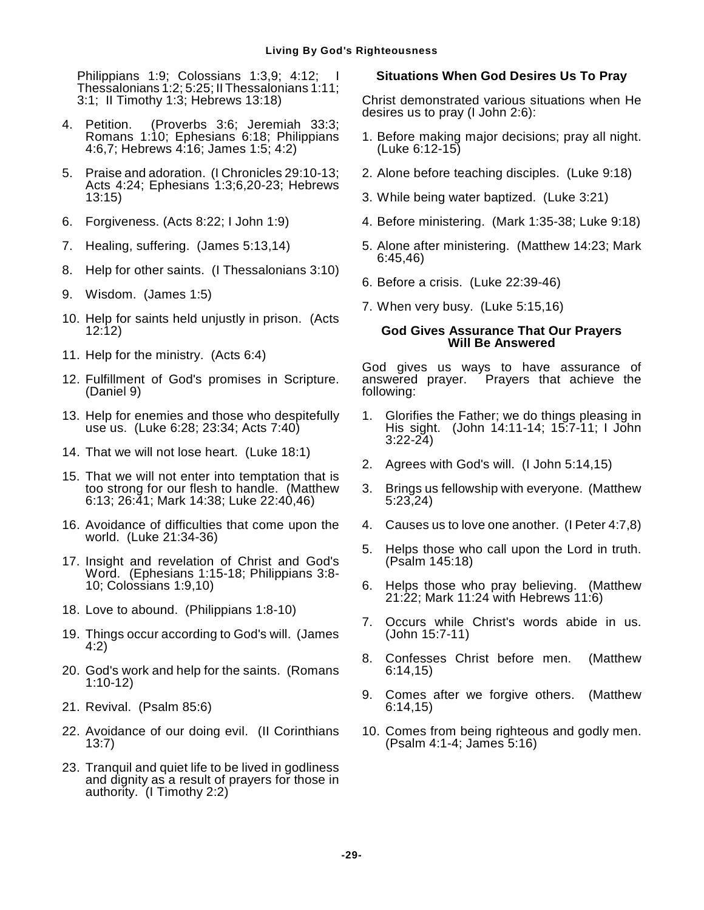Philippians 1:9; Colossians 1:3,9; 4:12; I Thessalonians 1:2; 5:25; II Thessalonians 1:11; 3:1; II Timothy 1:3; Hebrews 13:18)

4. Petition. (Proverbs 3:6; Jeremiah 33:3; Romans 1:10; Ephesians 6:18; Philippians 4:6,7; Hebrews 4:16; James 1:5; 4:2)

5. Praise and adoration. (I Chronicles 29:10-13; Acts 4:24; Ephesians 1:3;6,20-23; Hebrews 13:15)

6. Forgiveness. (Acts 8:22; I John 1:9)

7. Healing, suffering. (James 5:13,14)

8. Help for other saints. (I Thessalonians 3:10)

9. Wisdom. (James 1:5)

10. Help for saints held unjustly in prison. (Acts 12:12)

11. Help for the ministry. (Acts 6:4)

12. Fulfillment of God's promises in Scripture. (Daniel 9)

13. Help for enemies and those who despitefully use us. (Luke 6:28; 23:34; Acts 7:40)

14. That we will not lose heart. (Luke 18:1)

15. That we will not enter into temptation that is too strong for our flesh to handle. (Matthew 6:13; 26:41; Mark 14:38; Luke 22:40,46)

16. Avoidance of difficulties that come upon the world. (Luke 21:34-36)

17. Insight and revelation of Christ and God's Word. (Ephesians 1:15-18; Philippians 3:8-10; Colossians 1:9,10)

18. Love to abound. (Philippians 1:8-10)

19. Things occur according to God's will. (James 4:2)

20. God's work and help for the saints. (Romans 1:10-12)

21. Revival. (Psalm 85:6)

22. Avoidance of our doing evil. (II Corinthians 13:7)

23. Tranquil and quiet life to be lived in godliness and dignity as a result of prayers for those in authority. (I Timothy 2:2)

### Situations When God Desires Us To Pray

Christ demonstrated various situations when He desires us to pray (I John 2:6):

1. Before making major decisions; pray all night. (Luke 6:12-15)
2. Alone before teaching disciples. (Luke 9:18)
3. While being water baptized. (Luke 3:21)
4. Before ministering. (Mark 1:35-38; Luke 9:18)
5. Alone after ministering. (Matthew 14:23; Mark 6:45,46)
6. Before a crisis. (Luke 22:39-46)
7. When very busy. (Luke 5:15,16)

### God Gives Assurance That Our Prayers Will Be Answered

God gives us ways to have assurance of answered prayer. Prayers that achieve the following:

1. Glorifies the Father; we do things pleasing in His sight. (John 14:11-14; 15:7-11; I John 3:22-24)
2. Agrees with God's will. (I John 5:14,15)
3. Brings us fellowship with everyone. (Matthew 5:23,24)
4. Causes us to love one another. (I Peter 4:7,8)
5. Helps those who call upon the Lord in truth. (Psalm 145:18)
6. Helps those who pray believing. (Matthew 21:22; Mark 11:24 with Hebrews 11:6)
7. Occurs while Christ's words abide in us. (John 15:7-11)
8. Confesses Christ before men. (Matthew 6:14,15)
9. Comes after we forgive others. (Matthew 6:14,15)
10. Comes from being righteous and godly men. (Psalm 4:1-4; James 5:16)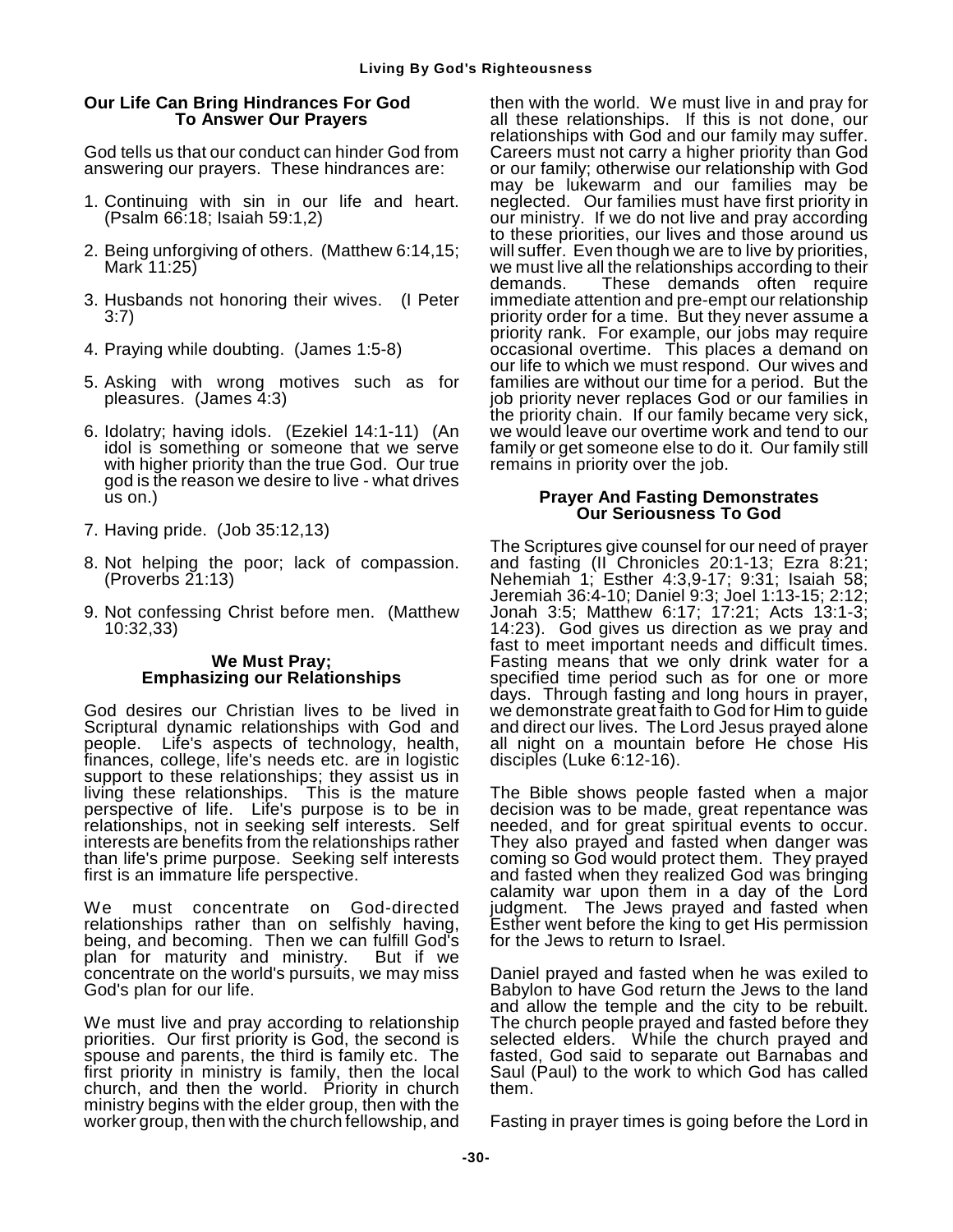### Our Life Can Bring Hindrances For God To Answer Our Prayers

God tells us that our conduct can hinder God from answering our prayers. These hindrances are:

1. Continuing with sin in our life and heart. (Psalm 66:18; Isaiah 59:1,2)
2. Being unforgiving of others. (Matthew 6:14,15; Mark 11:25)
3. Husbands not honoring their wives. (I Peter 3:7)
4. Praying while doubting. (James 1:5-8)
5. Asking with wrong motives such as for pleasures. (James 4:3)
6. Idolatry; having idols. (Ezekiel 14:1-11) (An idol is something or someone that we serve with higher priority than the true God. Our true god is the reason we desire to live - what drives us on.)
7. Having pride. (Job 35:12,13)
8. Not helping the poor; lack of compassion. (Proverbs 21:13)
9. Not confessing Christ before men. (Matthew 10:32,33)

### We Must Pray; Emphasizing our Relationships

God desires our Christian lives to be lived in Scriptural dynamic relationships with God and people. Life's aspects of technology, health, finances, college, life's needs etc. are in logistic support to these relationships; they assist us in living these relationships. This is the mature perspective of life. Life's purpose is to be in relationships, not in seeking self interests. Self interests are benefits from the relationships rather than life's prime purpose. Seeking self interests first is an immature life perspective.

We must concentrate on God-directed relationships rather than on selfishly having, being, and becoming. Then we can fulfill God's plan for maturity and ministry. But if we concentrate on the world's pursuits, we may miss God's plan for our life.

We must live and pray according to relationship priorities. Our first priority is God, the second is spouse and parents, the third is family etc. The first priority in ministry is family, then the local church, and then the world. Priority in church ministry begins with the elder group, then with the worker group, then with the church fellowship, and then with the world. We must live in and pray for all these relationships. If this is not done, our relationships with God and our family may suffer. Careers must not carry a higher priority than God or our family; otherwise our relationship with God may be lukewarm and our families may be neglected. Our families must have first priority in our ministry. If we do not live and pray according to these priorities, our lives and those around us will suffer. Even though we are to live by priorities, we must live all the relationships according to their demands. These demands often require immediate attention and pre-empt our relationship priority order for a time. But they never assume a priority rank. For example, our jobs may require occasional overtime. This places a demand on our life to which we must respond. Our wives and families are without our time for a period. But the job priority never replaces God or our families in the priority chain. If our family became very sick, we would leave our overtime work and tend to our family or get someone else to do it. Our family still remains in priority over the job.

### Prayer And Fasting Demonstrates Our Seriousness To God

The Scriptures give counsel for our need of prayer and fasting (II Chronicles 20:1-13; Ezra 8:21; Nehemiah 1; Esther 4:3,9-17; 9:31; Isaiah 58; Jeremiah 36:4-10; Daniel 9:3; Joel 1:13-15; 2:12; Jonah 3:5; Matthew 6:17; 17:21; Acts 13:1-3; 14:23). God gives us direction as we pray and fast to meet important needs and difficult times. Fasting means that we only drink water for a specified time period such as for one or more days. Through fasting and long hours in prayer, we demonstrate great faith to God for Him to guide and direct our lives. The Lord Jesus prayed alone all night on a mountain before He chose His disciples (Luke 6:12-16).

The Bible shows people fasted when a major decision was to be made, great repentance was needed, and for great spiritual events to occur. They also prayed and fasted when danger was coming so God would protect them. They prayed and fasted when they realized God was bringing calamity war upon them in a day of the Lord judgment. The Jews prayed and fasted when Esther went before the king to get His permission for the Jews to return to Israel.

Daniel prayed and fasted when he was exiled to Babylon to have God return the Jews to the land and allow the temple and the city to be rebuilt. The church people prayed and fasted before they selected elders. While the church prayed and fasted, God said to separate out Barnabas and Saul (Paul) to the work to which God has called them.

Fasting in prayer times is going before the Lord in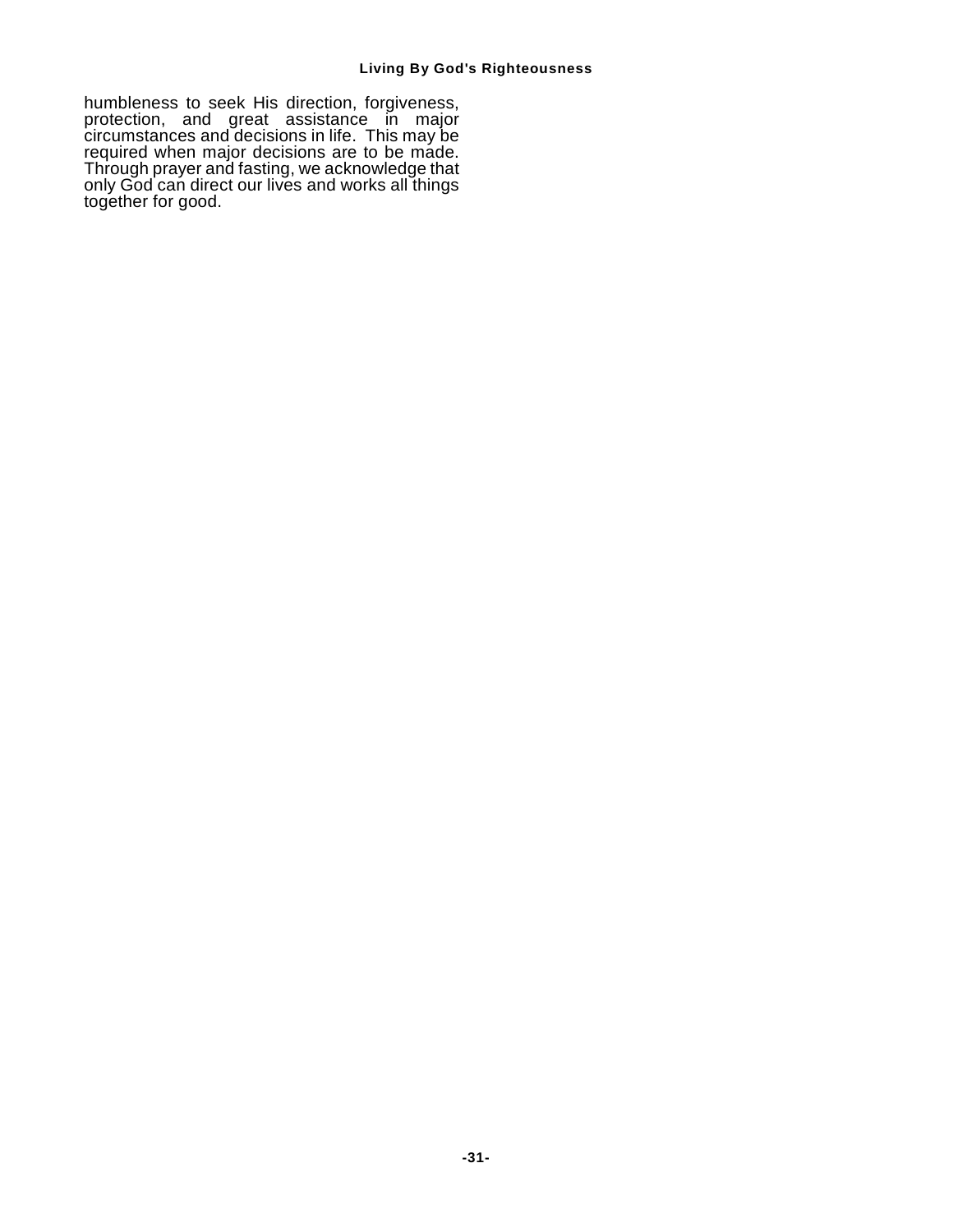humbleness to seek His direction, forgiveness, protection, and great assistance in major circumstances and decisions in life. This may be required when major decisions are to be made. Through prayer and fasting, we acknowledge that only God can direct our lives and works all things together for good.